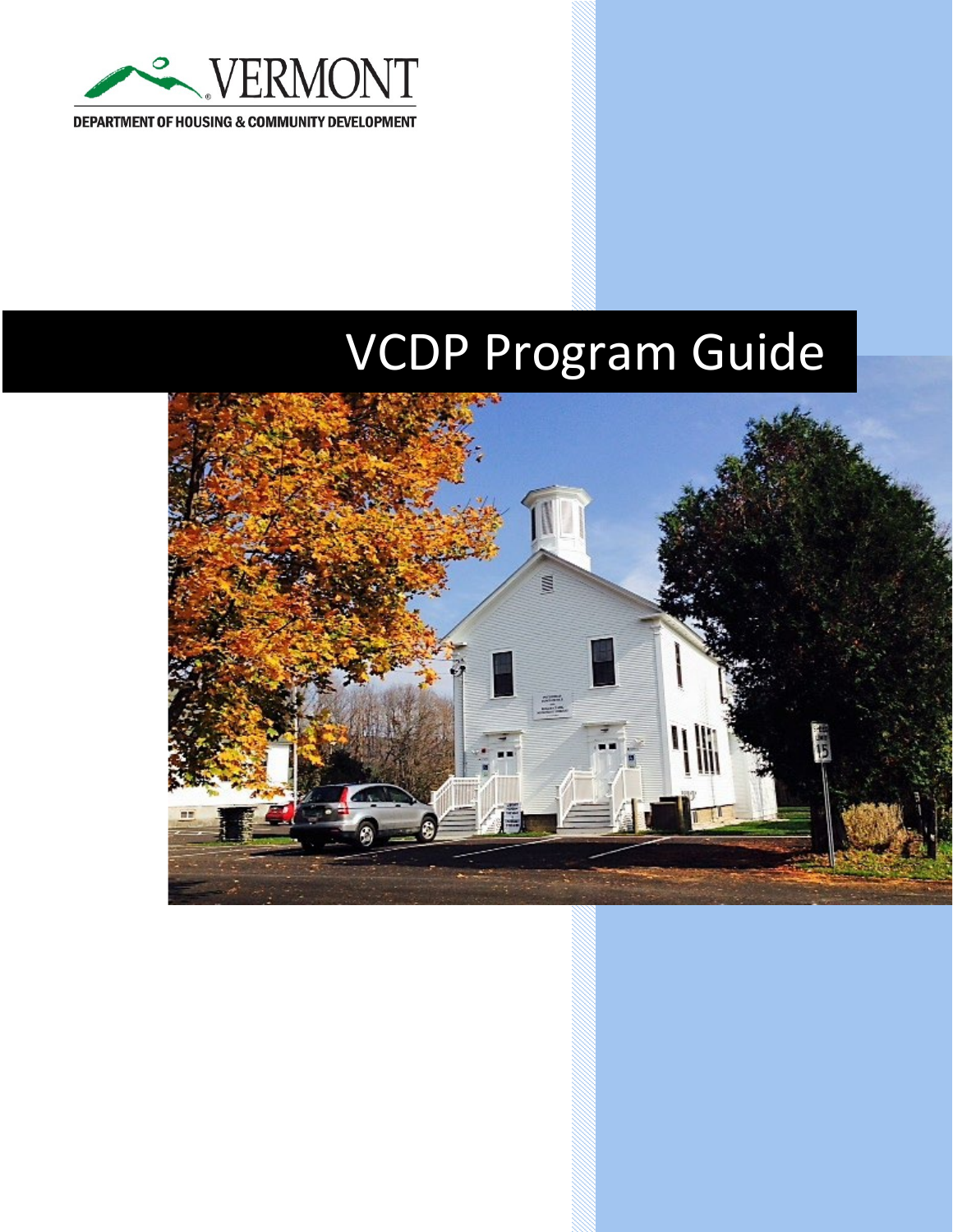VERMONT

DEPARTMENT OF HOUSING & COMMUNITY DEVELOPMENT

# VCDP Program Guide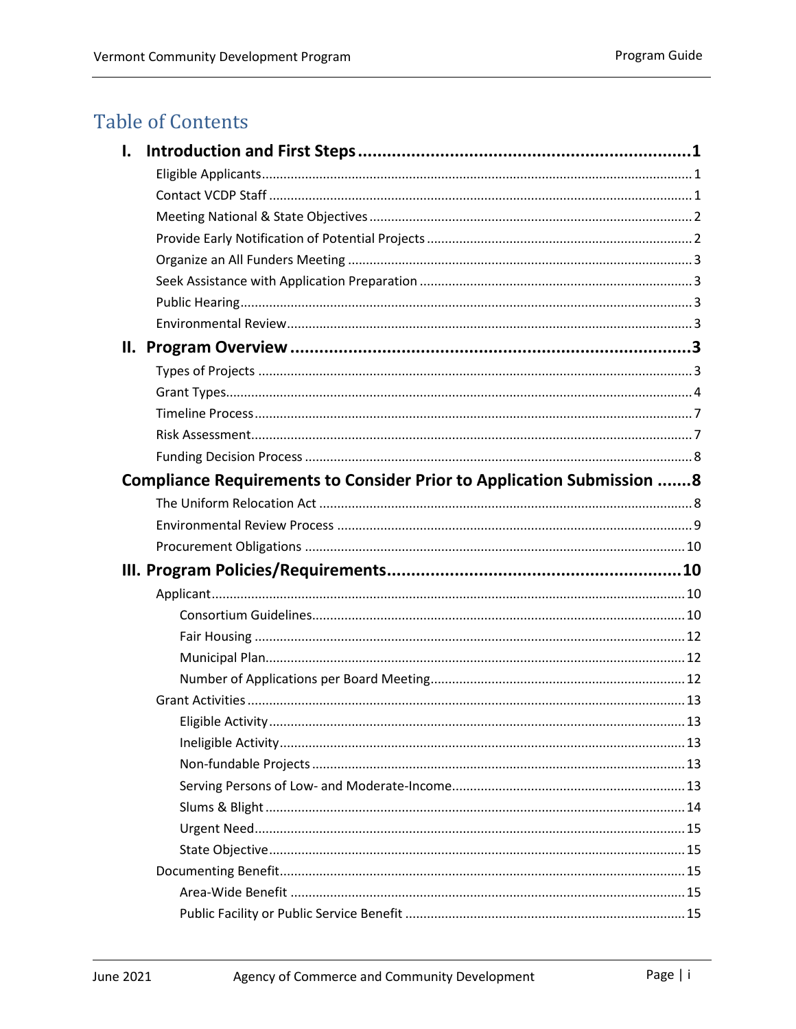# Table of Contents

**I. Introduction and First Steps ........................................................ 1**

- Eligible Applicants ........................................................ 1
- Contact VCDP Staff ........................................................ 1
- Meeting National & State Objectives ........................................................ 2
- Provide Early Notification of Potential Projects ........................................................ 2
- Organize an All Funders Meeting ........................................................ 3
- Seek Assistance with Application Preparation ........................................................ 3
- Public Hearing ........................................................ 3
- Environmental Review ........................................................ 3

**II. Program Overview ........................................................ 3**

- Types of Projects ........................................................ 3
- Grant Types ........................................................ 4
- Timeline Process ........................................................ 7
- Risk Assessment ........................................................ 7
- Funding Decision Process ........................................................ 8

**Compliance Requirements to Consider Prior to Application Submission ....... 8**

- The Uniform Relocation Act ........................................................ 8
- Environmental Review Process ........................................................ 9
- Procurement Obligations ........................................................ 10

**III. Program Policies/Requirements ........................................................ 10**

- Applicant ........................................................ 10
  - Consortium Guidelines ........................................................ 10
  - Fair Housing ........................................................ 12
  - Municipal Plan ........................................................ 12
  - Number of Applications per Board Meeting ........................................................ 12
- Grant Activities ........................................................ 13
  - Eligible Activity ........................................................ 13
  - Ineligible Activity ........................................................ 13
  - Non-fundable Projects ........................................................ 13
  - Serving Persons of Low- and Moderate-Income ........................................................ 13
  - Slums & Blight ........................................................ 14
  - Urgent Need ........................................................ 15
  - State Objective ........................................................ 15
- Documenting Benefit ........................................................ 15
  - Area-Wide Benefit ........................................................ 15
  - Public Facility or Public Service Benefit ........................................................ 15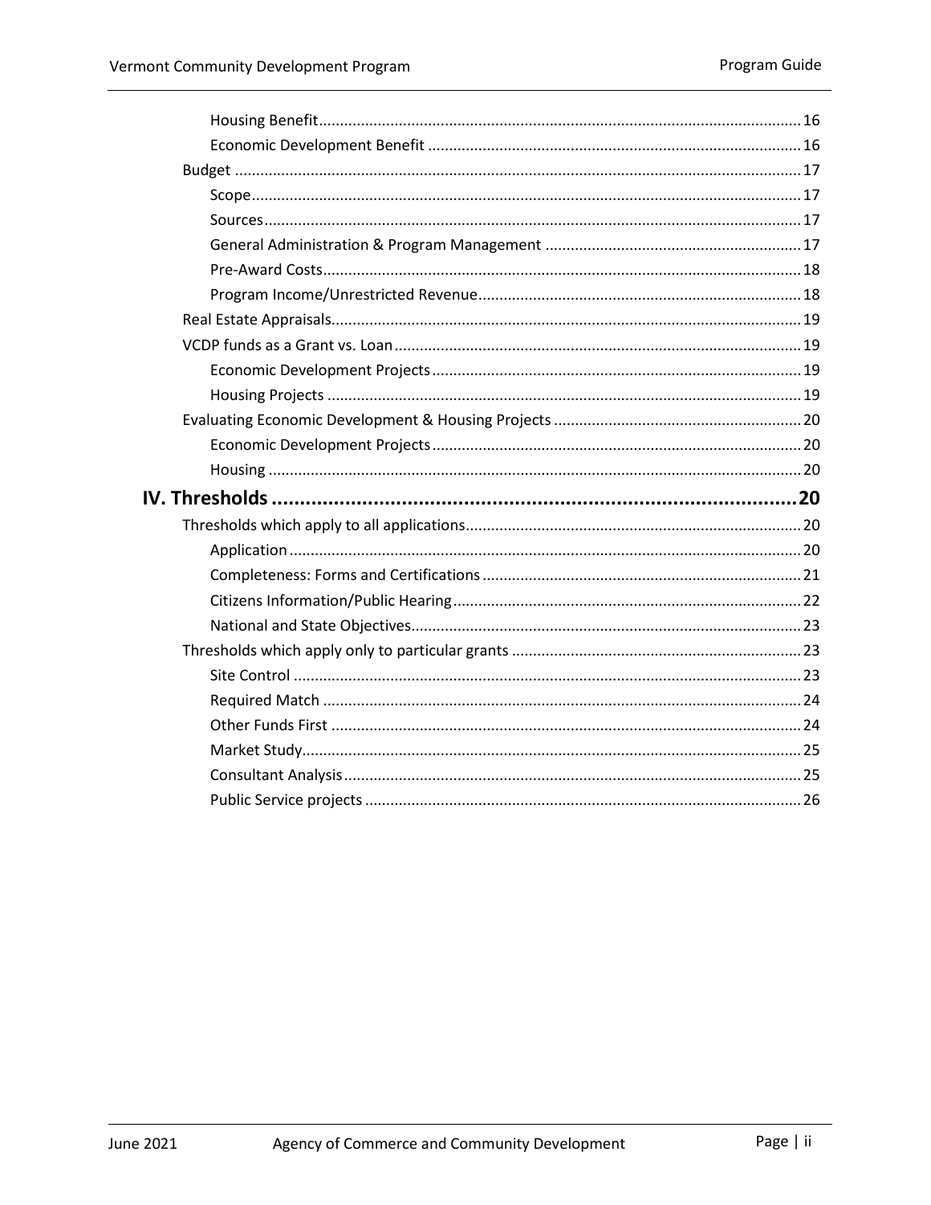Housing Benefit ........ 16

Economic Development Benefit ........ 16

Budget ........ 17

Scope ........ 17

Sources ........ 17

General Administration & Program Management ........ 17

Pre-Award Costs ........ 18

Program Income/Unrestricted Revenue ........ 18

Real Estate Appraisals ........ 19

VCDP funds as a Grant vs. Loan ........ 19

Economic Development Projects ........ 19

Housing Projects ........ 19

Evaluating Economic Development & Housing Projects ........ 20

Economic Development Projects ........ 20

Housing ........ 20

**IV. Thresholds ........ 20**

Thresholds which apply to all applications ........ 20

Application ........ 20

Completeness: Forms and Certifications ........ 21

Citizens Information/Public Hearing ........ 22

National and State Objectives ........ 23

Thresholds which apply only to particular grants ........ 23

Site Control ........ 23

Required Match ........ 24

Other Funds First ........ 24

Market Study ........ 25

Consultant Analysis ........ 25

Public Service projects ........ 26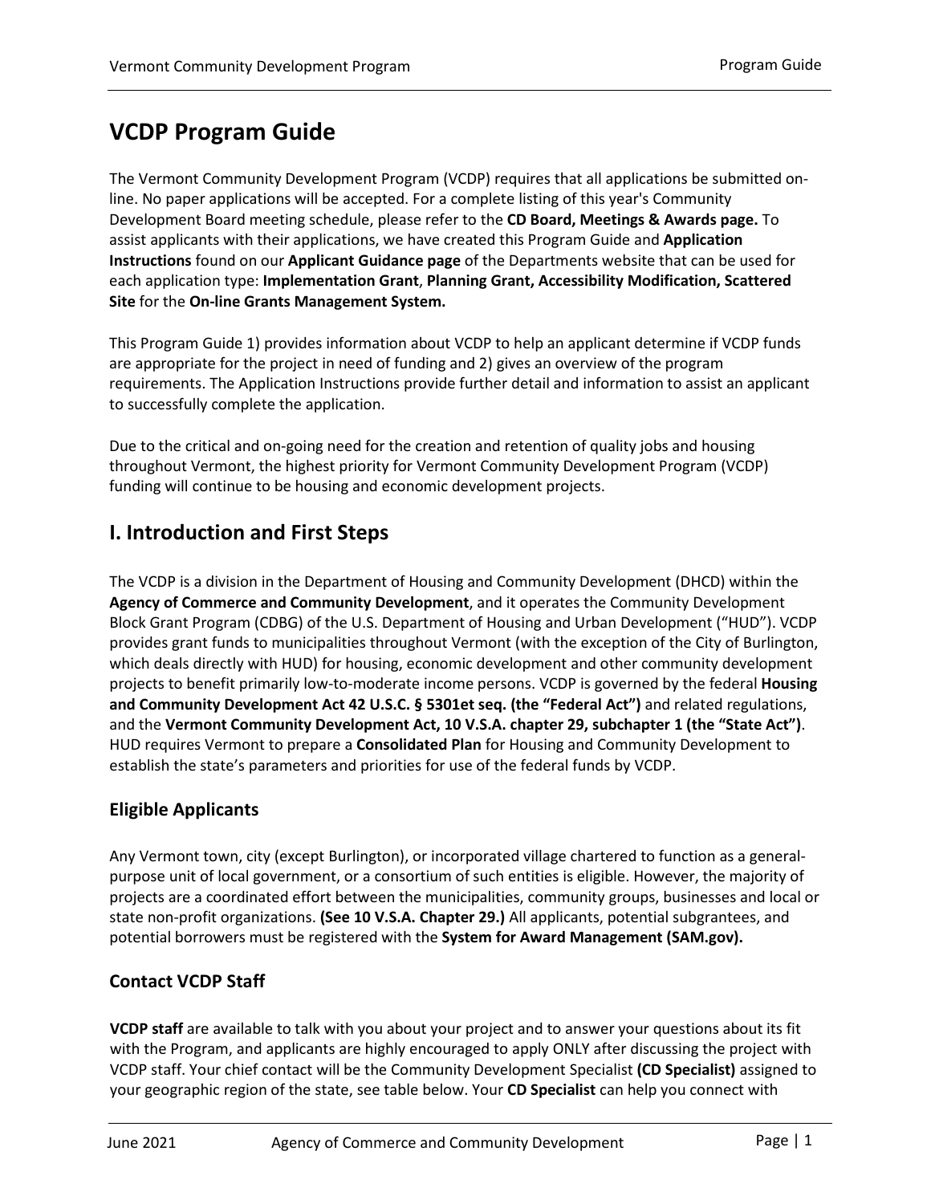# VCDP Program Guide

The Vermont Community Development Program (VCDP) requires that all applications be submitted on-line. No paper applications will be accepted. For a complete listing of this year's Community Development Board meeting schedule, please refer to the **CD Board, Meetings & Awards page.** To assist applicants with their applications, we have created this Program Guide and **Application Instructions** found on our **Applicant Guidance page** of the Departments website that can be used for each application type: **Implementation Grant**, **Planning Grant, Accessibility Modification, Scattered Site** for the **On-line Grants Management System.**

This Program Guide 1) provides information about VCDP to help an applicant determine if VCDP funds are appropriate for the project in need of funding and 2) gives an overview of the program requirements. The Application Instructions provide further detail and information to assist an applicant to successfully complete the application.

Due to the critical and on-going need for the creation and retention of quality jobs and housing throughout Vermont, the highest priority for Vermont Community Development Program (VCDP) funding will continue to be housing and economic development projects.

## I. Introduction and First Steps

The VCDP is a division in the Department of Housing and Community Development (DHCD) within the **Agency of Commerce and Community Development**, and it operates the Community Development Block Grant Program (CDBG) of the U.S. Department of Housing and Urban Development ("HUD"). VCDP provides grant funds to municipalities throughout Vermont (with the exception of the City of Burlington, which deals directly with HUD) for housing, economic development and other community development projects to benefit primarily low-to-moderate income persons. VCDP is governed by the federal **Housing and Community Development Act 42 U.S.C. § 5301et seq. (the "Federal Act")** and related regulations, and the **Vermont Community Development Act, 10 V.S.A. chapter 29, subchapter 1 (the "State Act")**. HUD requires Vermont to prepare a **Consolidated Plan** for Housing and Community Development to establish the state's parameters and priorities for use of the federal funds by VCDP.

### Eligible Applicants

Any Vermont town, city (except Burlington), or incorporated village chartered to function as a general-purpose unit of local government, or a consortium of such entities is eligible. However, the majority of projects are a coordinated effort between the municipalities, community groups, businesses and local or state non-profit organizations. **(See 10 V.S.A. Chapter 29.)** All applicants, potential subgrantees, and potential borrowers must be registered with the **System for Award Management (SAM.gov).**

### Contact VCDP Staff

**VCDP staff** are available to talk with you about your project and to answer your questions about its fit with the Program, and applicants are highly encouraged to apply ONLY after discussing the project with VCDP staff. Your chief contact will be the Community Development Specialist **(CD Specialist)** assigned to your geographic region of the state, see table below. Your **CD Specialist** can help you connect with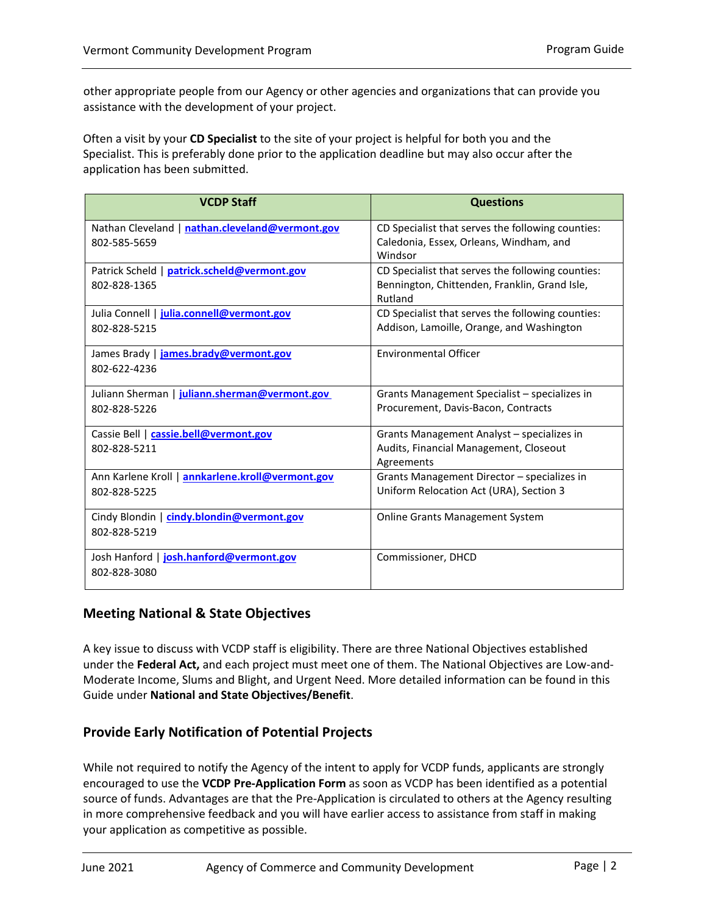other appropriate people from our Agency or other agencies and organizations that can provide you assistance with the development of your project.

Often a visit by your **CD Specialist** to the site of your project is helpful for both you and the Specialist. This is preferably done prior to the application deadline but may also occur after the application has been submitted.

| VCDP Staff | Questions |
|---|---|
| Nathan Cleveland \| **nathan.cleveland@vermont.gov** 802-585-5659 | CD Specialist that serves the following counties: Caledonia, Essex, Orleans, Windham, and Windsor |
| Patrick Scheld \| **patrick.scheld@vermont.gov** 802-828-1365 | CD Specialist that serves the following counties: Bennington, Chittenden, Franklin, Grand Isle, Rutland |
| Julia Connell \| **julia.connell@vermont.gov** 802-828-5215 | CD Specialist that serves the following counties: Addison, Lamoille, Orange, and Washington |
| James Brady \| **james.brady@vermont.gov** 802-622-4236 | Environmental Officer |
| Juliann Sherman \| **juliann.sherman@vermont.gov** 802-828-5226 | Grants Management Specialist – specializes in Procurement, Davis-Bacon, Contracts |
| Cassie Bell \| **cassie.bell@vermont.gov** 802-828-5211 | Grants Management Analyst – specializes in Audits, Financial Management, Closeout Agreements |
| Ann Karlene Kroll \| **annkarlene.kroll@vermont.gov** 802-828-5225 | Grants Management Director – specializes in Uniform Relocation Act (URA), Section 3 |
| Cindy Blondin \| **cindy.blondin@vermont.gov** 802-828-5219 | Online Grants Management System |
| Josh Hanford \| **josh.hanford@vermont.gov** 802-828-3080 | Commissioner, DHCD |

## Meeting National & State Objectives

A key issue to discuss with VCDP staff is eligibility. There are three National Objectives established under the **Federal Act,** and each project must meet one of them. The National Objectives are Low-and-Moderate Income, Slums and Blight, and Urgent Need. More detailed information can be found in this Guide under **National and State Objectives/Benefit**.

## Provide Early Notification of Potential Projects

While not required to notify the Agency of the intent to apply for VCDP funds, applicants are strongly encouraged to use the **VCDP Pre-Application Form** as soon as VCDP has been identified as a potential source of funds. Advantages are that the Pre-Application is circulated to others at the Agency resulting in more comprehensive feedback and you will have earlier access to assistance from staff in making your application as competitive as possible.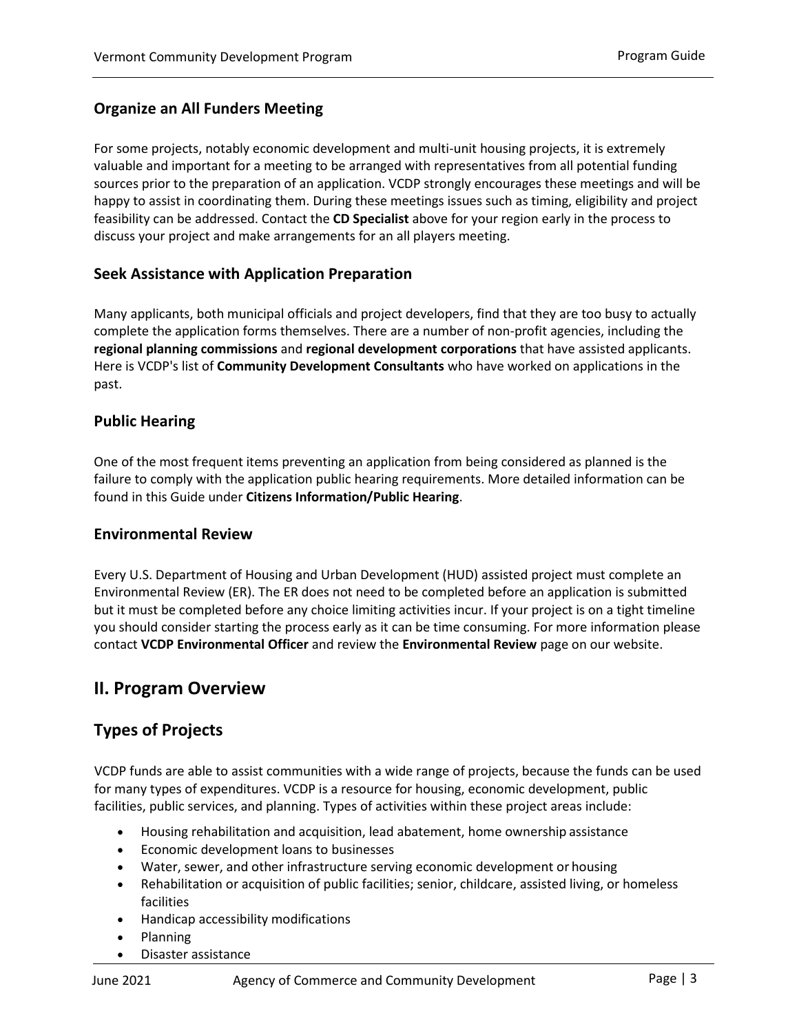### Organize an All Funders Meeting

For some projects, notably economic development and multi-unit housing projects, it is extremely valuable and important for a meeting to be arranged with representatives from all potential funding sources prior to the preparation of an application. VCDP strongly encourages these meetings and will be happy to assist in coordinating them. During these meetings issues such as timing, eligibility and project feasibility can be addressed. Contact the **CD Specialist** above for your region early in the process to discuss your project and make arrangements for an all players meeting.

### Seek Assistance with Application Preparation

Many applicants, both municipal officials and project developers, find that they are too busy to actually complete the application forms themselves. There are a number of non-profit agencies, including the **regional planning commissions** and **regional development corporations** that have assisted applicants. Here is VCDP's list of **Community Development Consultants** who have worked on applications in the past.

### Public Hearing

One of the most frequent items preventing an application from being considered as planned is the failure to comply with the application public hearing requirements. More detailed information can be found in this Guide under **Citizens Information/Public Hearing**.

### Environmental Review

Every U.S. Department of Housing and Urban Development (HUD) assisted project must complete an Environmental Review (ER). The ER does not need to be completed before an application is submitted but it must be completed before any choice limiting activities incur. If your project is on a tight timeline you should consider starting the process early as it can be time consuming. For more information please contact **VCDP Environmental Officer** and review the **Environmental Review** page on our website.

## II. Program Overview

## Types of Projects

VCDP funds are able to assist communities with a wide range of projects, because the funds can be used for many types of expenditures. VCDP is a resource for housing, economic development, public facilities, public services, and planning. Types of activities within these project areas include:

- Housing rehabilitation and acquisition, lead abatement, home ownership assistance
- Economic development loans to businesses
- Water, sewer, and other infrastructure serving economic development or housing
- Rehabilitation or acquisition of public facilities; senior, childcare, assisted living, or homeless facilities
- Handicap accessibility modifications
- Planning
- Disaster assistance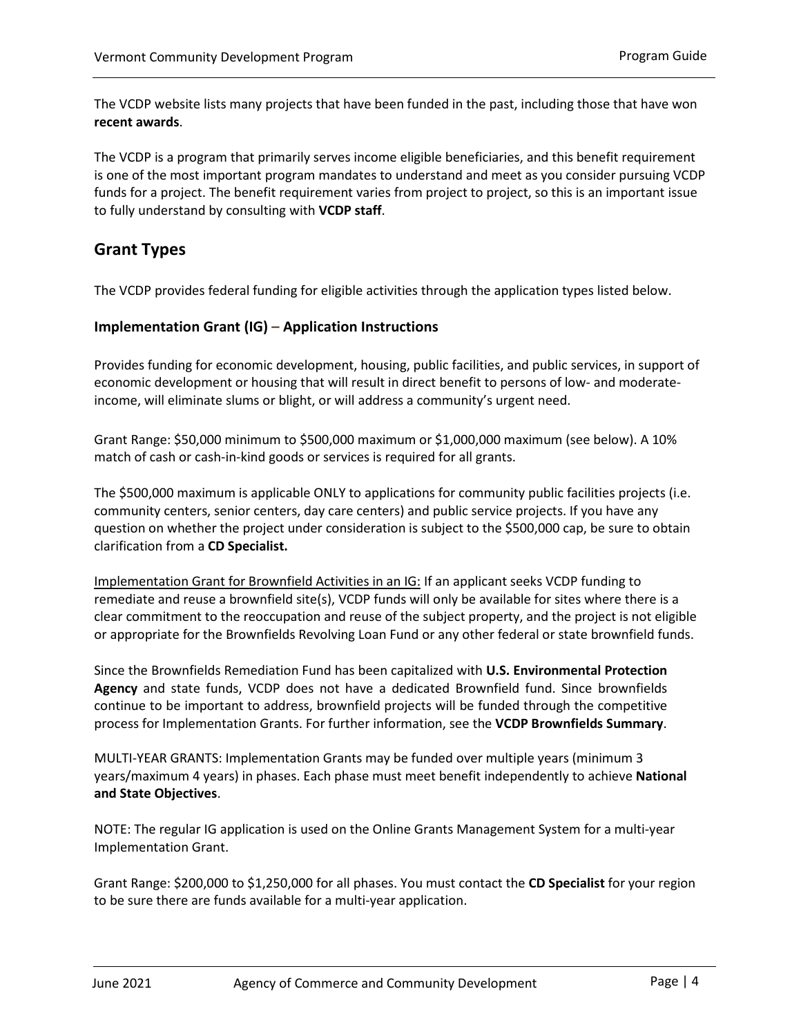The VCDP website lists many projects that have been funded in the past, including those that have won **recent awards**.

The VCDP is a program that primarily serves income eligible beneficiaries, and this benefit requirement is one of the most important program mandates to understand and meet as you consider pursuing VCDP funds for a project. The benefit requirement varies from project to project, so this is an important issue to fully understand by consulting with **VCDP staff**.

## Grant Types

The VCDP provides federal funding for eligible activities through the application types listed below.

### Implementation Grant (IG) – Application Instructions

Provides funding for economic development, housing, public facilities, and public services, in support of economic development or housing that will result in direct benefit to persons of low- and moderate-income, will eliminate slums or blight, or will address a community's urgent need.

Grant Range: $50,000 minimum to $500,000 maximum or $1,000,000 maximum (see below). A 10% match of cash or cash-in-kind goods or services is required for all grants.

The $500,000 maximum is applicable ONLY to applications for community public facilities projects (i.e. community centers, senior centers, day care centers) and public service projects. If you have any question on whether the project under consideration is subject to the $500,000 cap, be sure to obtain clarification from a **CD Specialist.**

<u>Implementation Grant for Brownfield Activities in an IG:</u> If an applicant seeks VCDP funding to remediate and reuse a brownfield site(s), VCDP funds will only be available for sites where there is a clear commitment to the reoccupation and reuse of the subject property, and the project is not eligible or appropriate for the Brownfields Revolving Loan Fund or any other federal or state brownfield funds.

Since the Brownfields Remediation Fund has been capitalized with **U.S. Environmental Protection Agency** and state funds, VCDP does not have a dedicated Brownfield fund. Since brownfields continue to be important to address, brownfield projects will be funded through the competitive process for Implementation Grants. For further information, see the **VCDP Brownfields Summary**.

MULTI-YEAR GRANTS: Implementation Grants may be funded over multiple years (minimum 3 years/maximum 4 years) in phases. Each phase must meet benefit independently to achieve **National and State Objectives**.

NOTE: The regular IG application is used on the Online Grants Management System for a multi-year Implementation Grant.

Grant Range: $200,000 to $1,250,000 for all phases. You must contact the **CD Specialist** for your region to be sure there are funds available for a multi-year application.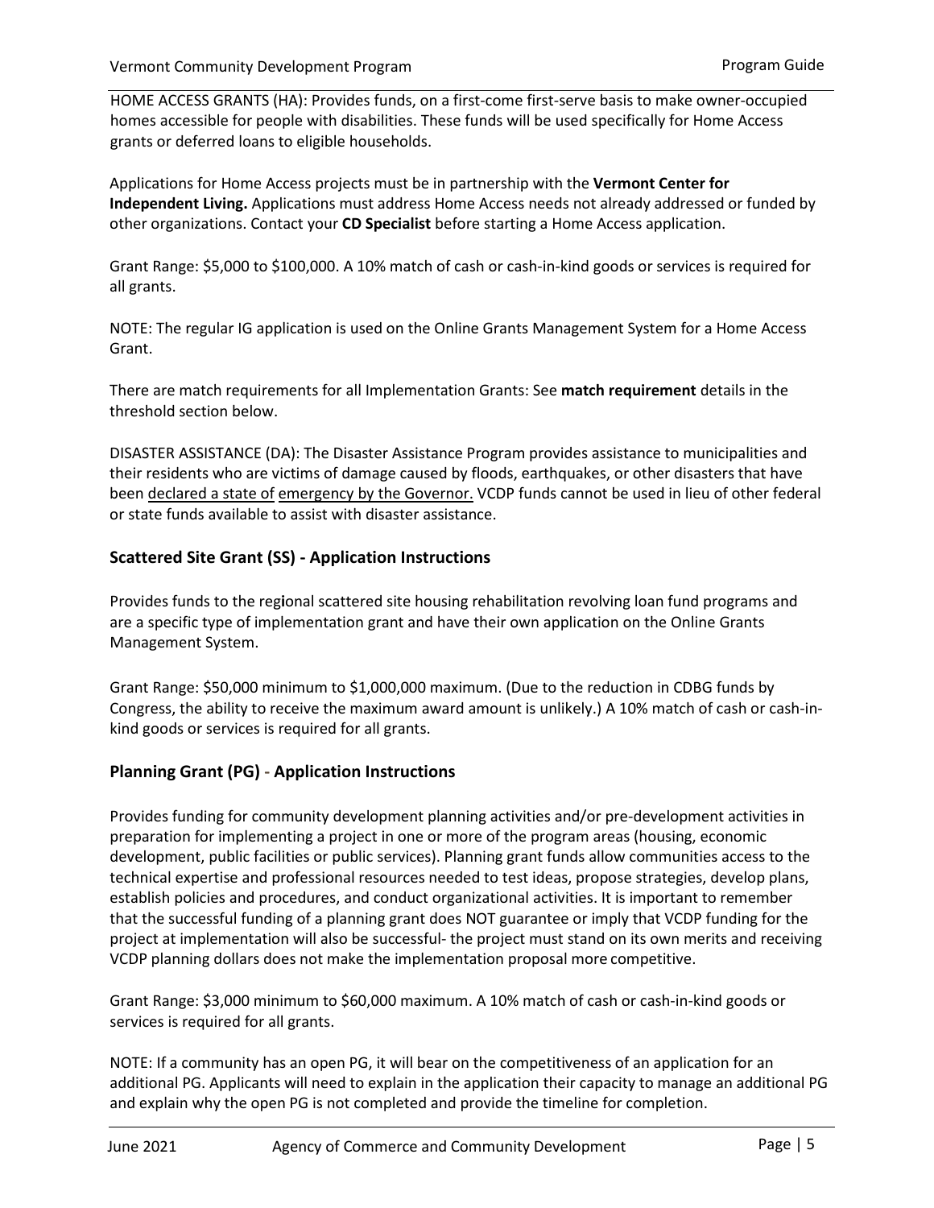HOME ACCESS GRANTS (HA): Provides funds, on a first-come first-serve basis to make owner-occupied homes accessible for people with disabilities. These funds will be used specifically for Home Access grants or deferred loans to eligible households.

Applications for Home Access projects must be in partnership with the **Vermont Center for Independent Living.** Applications must address Home Access needs not already addressed or funded by other organizations. Contact your **CD Specialist** before starting a Home Access application.

Grant Range: $5,000 to $100,000. A 10% match of cash or cash-in-kind goods or services is required for all grants.

NOTE: The regular IG application is used on the Online Grants Management System for a Home Access Grant.

There are match requirements for all Implementation Grants: See **match requirement** details in the threshold section below.

DISASTER ASSISTANCE (DA): The Disaster Assistance Program provides assistance to municipalities and their residents who are victims of damage caused by floods, earthquakes, or other disasters that have been declared a state of emergency by the Governor. VCDP funds cannot be used in lieu of other federal or state funds available to assist with disaster assistance.

## Scattered Site Grant (SS) - Application Instructions

Provides funds to the regional scattered site housing rehabilitation revolving loan fund programs and are a specific type of implementation grant and have their own application on the Online Grants Management System.

Grant Range: $50,000 minimum to $1,000,000 maximum. (Due to the reduction in CDBG funds by Congress, the ability to receive the maximum award amount is unlikely.) A 10% match of cash or cash-in-kind goods or services is required for all grants.

## Planning Grant (PG) - Application Instructions

Provides funding for community development planning activities and/or pre-development activities in preparation for implementing a project in one or more of the program areas (housing, economic development, public facilities or public services). Planning grant funds allow communities access to the technical expertise and professional resources needed to test ideas, propose strategies, develop plans, establish policies and procedures, and conduct organizational activities. It is important to remember that the successful funding of a planning grant does NOT guarantee or imply that VCDP funding for the project at implementation will also be successful- the project must stand on its own merits and receiving VCDP planning dollars does not make the implementation proposal more competitive.

Grant Range: $3,000 minimum to $60,000 maximum. A 10% match of cash or cash-in-kind goods or services is required for all grants.

NOTE: If a community has an open PG, it will bear on the competitiveness of an application for an additional PG. Applicants will need to explain in the application their capacity to manage an additional PG and explain why the open PG is not completed and provide the timeline for completion.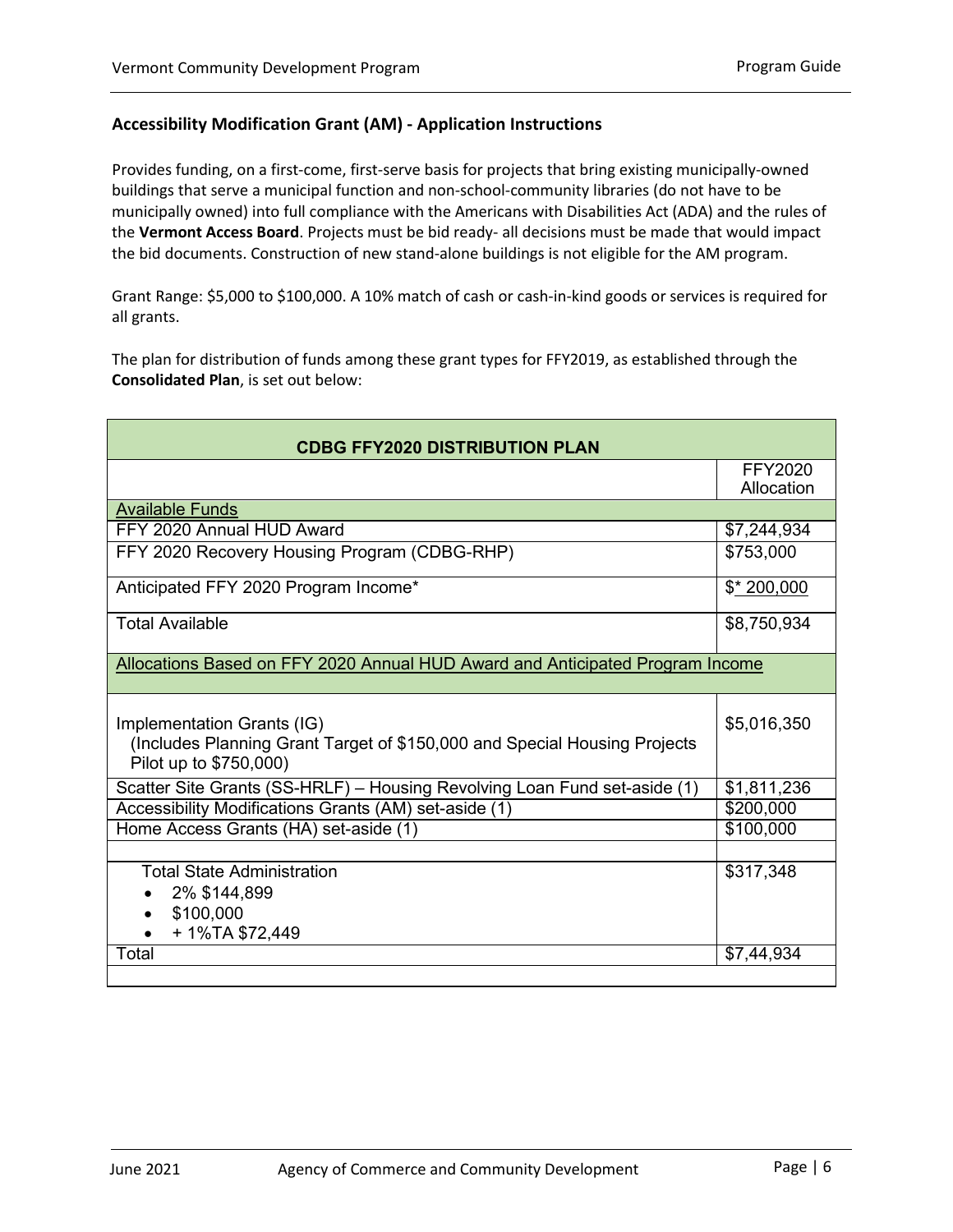### Accessibility Modification Grant (AM) - Application Instructions

Provides funding, on a first-come, first-serve basis for projects that bring existing municipally-owned buildings that serve a municipal function and non-school-community libraries (do not have to be municipally owned) into full compliance with the Americans with Disabilities Act (ADA) and the rules of the **Vermont Access Board**. Projects must be bid ready- all decisions must be made that would impact the bid documents. Construction of new stand-alone buildings is not eligible for the AM program.

Grant Range: $5,000 to $100,000. A 10% match of cash or cash-in-kind goods or services is required for all grants.

The plan for distribution of funds among these grant types for FFY2019, as established through the **Consolidated Plan**, is set out below:

| CDBG FFY2020 DISTRIBUTION PLAN | |
|---|---|
| | FFY2020 Allocation |
| Available Funds | |
| FFY 2020 Annual HUD Award | $7,244,934 |
| FFY 2020 Recovery Housing Program (CDBG-RHP) | $753,000 |
| Anticipated FFY 2020 Program Income* | $* 200,000 |
| Total Available | $8,750,934 |
| Allocations Based on FFY 2020 Annual HUD Award and Anticipated Program Income | |
| Implementation Grants (IG) (Includes Planning Grant Target of $150,000 and Special Housing Projects Pilot up to $750,000) | $5,016,350 |
| Scatter Site Grants (SS-HRLF) – Housing Revolving Loan Fund set-aside (1) | $1,811,236 |
| Accessibility Modifications Grants (AM) set-aside (1) | $200,000 |
| Home Access Grants (HA) set-aside (1) | $100,000 |
| | |
| Total State Administration<br>• 2% $144,899<br>• $100,000<br>• + 1%TA $72,449 | $317,348 |
| Total | $7,44,934 |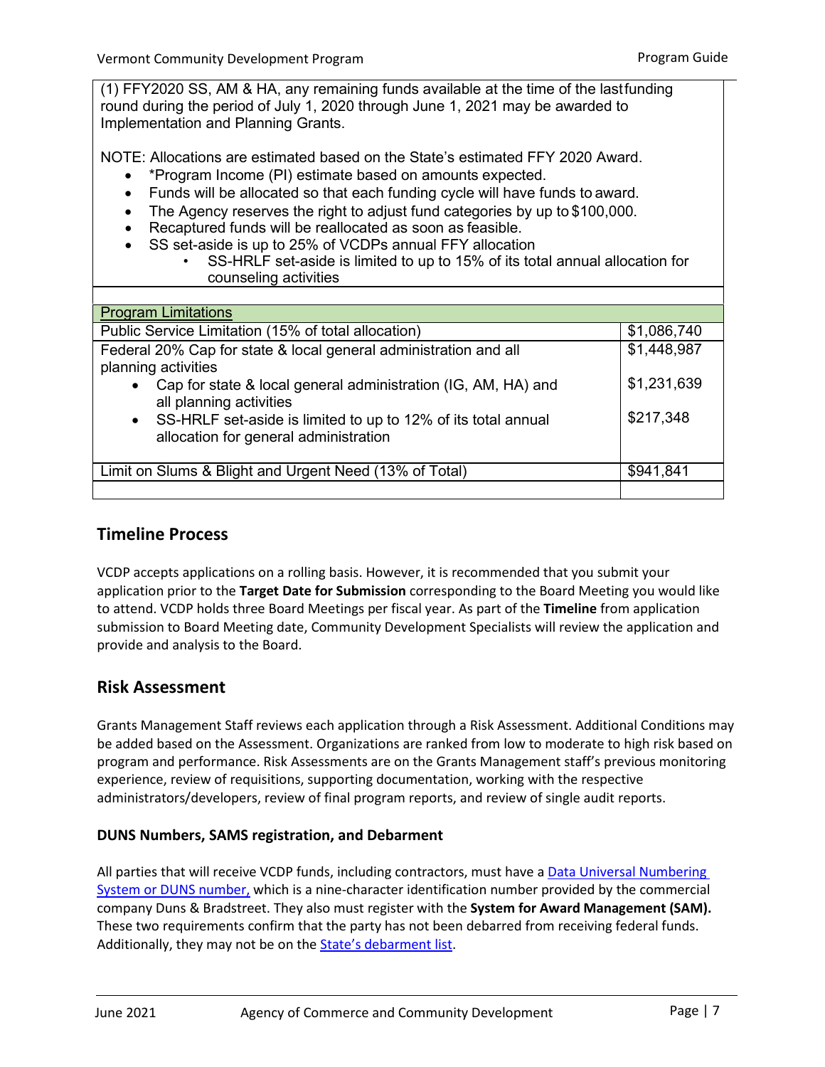(1) FFY2020 SS, AM & HA, any remaining funds available at the time of the last funding round during the period of July 1, 2020 through June 1, 2021 may be awarded to Implementation and Planning Grants.

NOTE: Allocations are estimated based on the State's estimated FFY 2020 Award.

- *Program Income (PI) estimate based on amounts expected.
- Funds will be allocated so that each funding cycle will have funds to award.
- The Agency reserves the right to adjust fund categories by up to $100,000.
- Recaptured funds will be reallocated as soon as feasible.
- SS set-aside is up to 25% of VCDPs annual FFY allocation
    - SS-HRLF set-aside is limited to up to 15% of its total annual allocation for counseling activities

| Program Limitations | |
|---|---|
| Public Service Limitation (15% of total allocation) | $1,086,740 |
| Federal 20% Cap for state & local general administration and all planning activities | $1,448,987 |
| • Cap for state & local general administration (IG, AM, HA) and all planning activities | $1,231,639 |
| • SS-HRLF set-aside is limited to up to 12% of its total annual allocation for general administration | $217,348 |
| Limit on Slums & Blight and Urgent Need (13% of Total) | $941,841 |

## Timeline Process

VCDP accepts applications on a rolling basis. However, it is recommended that you submit your application prior to the **Target Date for Submission** corresponding to the Board Meeting you would like to attend. VCDP holds three Board Meetings per fiscal year. As part of the **Timeline** from application submission to Board Meeting date, Community Development Specialists will review the application and provide and analysis to the Board.

## Risk Assessment

Grants Management Staff reviews each application through a Risk Assessment. Additional Conditions may be added based on the Assessment. Organizations are ranked from low to moderate to high risk based on program and performance. Risk Assessments are on the Grants Management staff's previous monitoring experience, review of requisitions, supporting documentation, working with the respective administrators/developers, review of final program reports, and review of single audit reports.

### DUNS Numbers, SAMS registration, and Debarment

All parties that will receive VCDP funds, including contractors, must have a Data Universal Numbering System or DUNS number, which is a nine-character identification number provided by the commercial company Duns & Bradstreet. They also must register with the **System for Award Management (SAM).** These two requirements confirm that the party has not been debarred from receiving federal funds. Additionally, they may not be on the State's debarment list.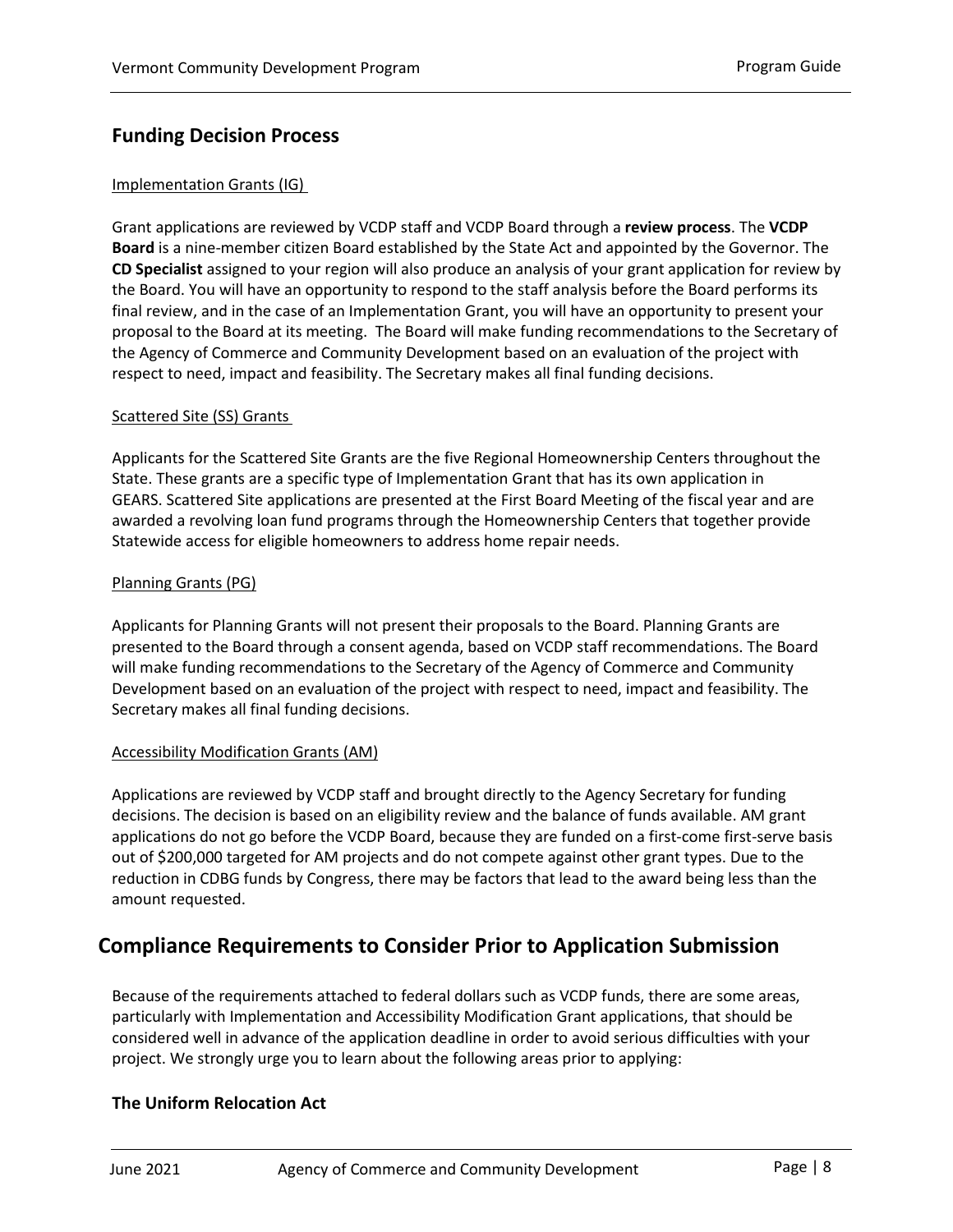## Funding Decision Process

Implementation Grants (IG)

Grant applications are reviewed by VCDP staff and VCDP Board through a **review process**. The **VCDP Board** is a nine-member citizen Board established by the State Act and appointed by the Governor. The **CD Specialist** assigned to your region will also produce an analysis of your grant application for review by the Board. You will have an opportunity to respond to the staff analysis before the Board performs its final review, and in the case of an Implementation Grant, you will have an opportunity to present your proposal to the Board at its meeting. The Board will make funding recommendations to the Secretary of the Agency of Commerce and Community Development based on an evaluation of the project with respect to need, impact and feasibility. The Secretary makes all final funding decisions.

Scattered Site (SS) Grants

Applicants for the Scattered Site Grants are the five Regional Homeownership Centers throughout the State. These grants are a specific type of Implementation Grant that has its own application in GEARS. Scattered Site applications are presented at the First Board Meeting of the fiscal year and are awarded a revolving loan fund programs through the Homeownership Centers that together provide Statewide access for eligible homeowners to address home repair needs.

Planning Grants (PG)

Applicants for Planning Grants will not present their proposals to the Board. Planning Grants are presented to the Board through a consent agenda, based on VCDP staff recommendations. The Board will make funding recommendations to the Secretary of the Agency of Commerce and Community Development based on an evaluation of the project with respect to need, impact and feasibility. The Secretary makes all final funding decisions.

Accessibility Modification Grants (AM)

Applications are reviewed by VCDP staff and brought directly to the Agency Secretary for funding decisions. The decision is based on an eligibility review and the balance of funds available. AM grant applications do not go before the VCDP Board, because they are funded on a first-come first-serve basis out of $200,000 targeted for AM projects and do not compete against other grant types. Due to the reduction in CDBG funds by Congress, there may be factors that lead to the award being less than the amount requested.

# Compliance Requirements to Consider Prior to Application Submission

Because of the requirements attached to federal dollars such as VCDP funds, there are some areas, particularly with Implementation and Accessibility Modification Grant applications, that should be considered well in advance of the application deadline in order to avoid serious difficulties with your project. We strongly urge you to learn about the following areas prior to applying:

### The Uniform Relocation Act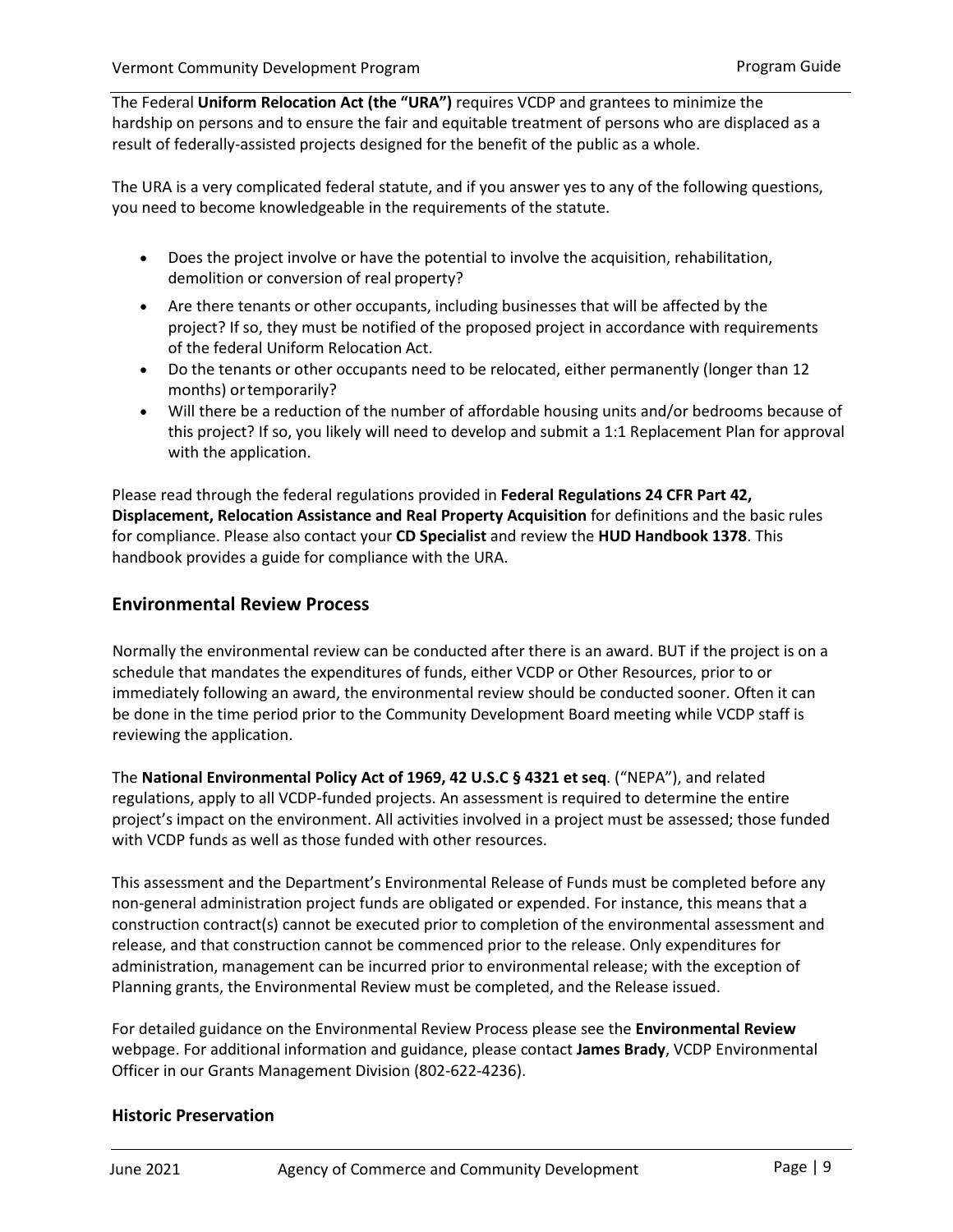The Federal **Uniform Relocation Act (the "URA")** requires VCDP and grantees to minimize the hardship on persons and to ensure the fair and equitable treatment of persons who are displaced as a result of federally-assisted projects designed for the benefit of the public as a whole.

The URA is a very complicated federal statute, and if you answer yes to any of the following questions, you need to become knowledgeable in the requirements of the statute.

- Does the project involve or have the potential to involve the acquisition, rehabilitation, demolition or conversion of real property?
- Are there tenants or other occupants, including businesses that will be affected by the project? If so, they must be notified of the proposed project in accordance with requirements of the federal Uniform Relocation Act.
- Do the tenants or other occupants need to be relocated, either permanently (longer than 12 months) or temporarily?
- Will there be a reduction of the number of affordable housing units and/or bedrooms because of this project? If so, you likely will need to develop and submit a 1:1 Replacement Plan for approval with the application.

Please read through the federal regulations provided in **Federal Regulations 24 CFR Part 42, Displacement, Relocation Assistance and Real Property Acquisition** for definitions and the basic rules for compliance. Please also contact your **CD Specialist** and review the **HUD Handbook 1378**. This handbook provides a guide for compliance with the URA.

## Environmental Review Process

Normally the environmental review can be conducted after there is an award. BUT if the project is on a schedule that mandates the expenditures of funds, either VCDP or Other Resources, prior to or immediately following an award, the environmental review should be conducted sooner. Often it can be done in the time period prior to the Community Development Board meeting while VCDP staff is reviewing the application.

The **National Environmental Policy Act of 1969, 42 U.S.C § 4321 et seq**. ("NEPA"), and related regulations, apply to all VCDP-funded projects. An assessment is required to determine the entire project's impact on the environment. All activities involved in a project must be assessed; those funded with VCDP funds as well as those funded with other resources.

This assessment and the Department's Environmental Release of Funds must be completed before any non-general administration project funds are obligated or expended. For instance, this means that a construction contract(s) cannot be executed prior to completion of the environmental assessment and release, and that construction cannot be commenced prior to the release. Only expenditures for administration, management can be incurred prior to environmental release; with the exception of Planning grants, the Environmental Review must be completed, and the Release issued.

For detailed guidance on the Environmental Review Process please see the **Environmental Review** webpage. For additional information and guidance, please contact **James Brady**, VCDP Environmental Officer in our Grants Management Division (802-622-4236).

### Historic Preservation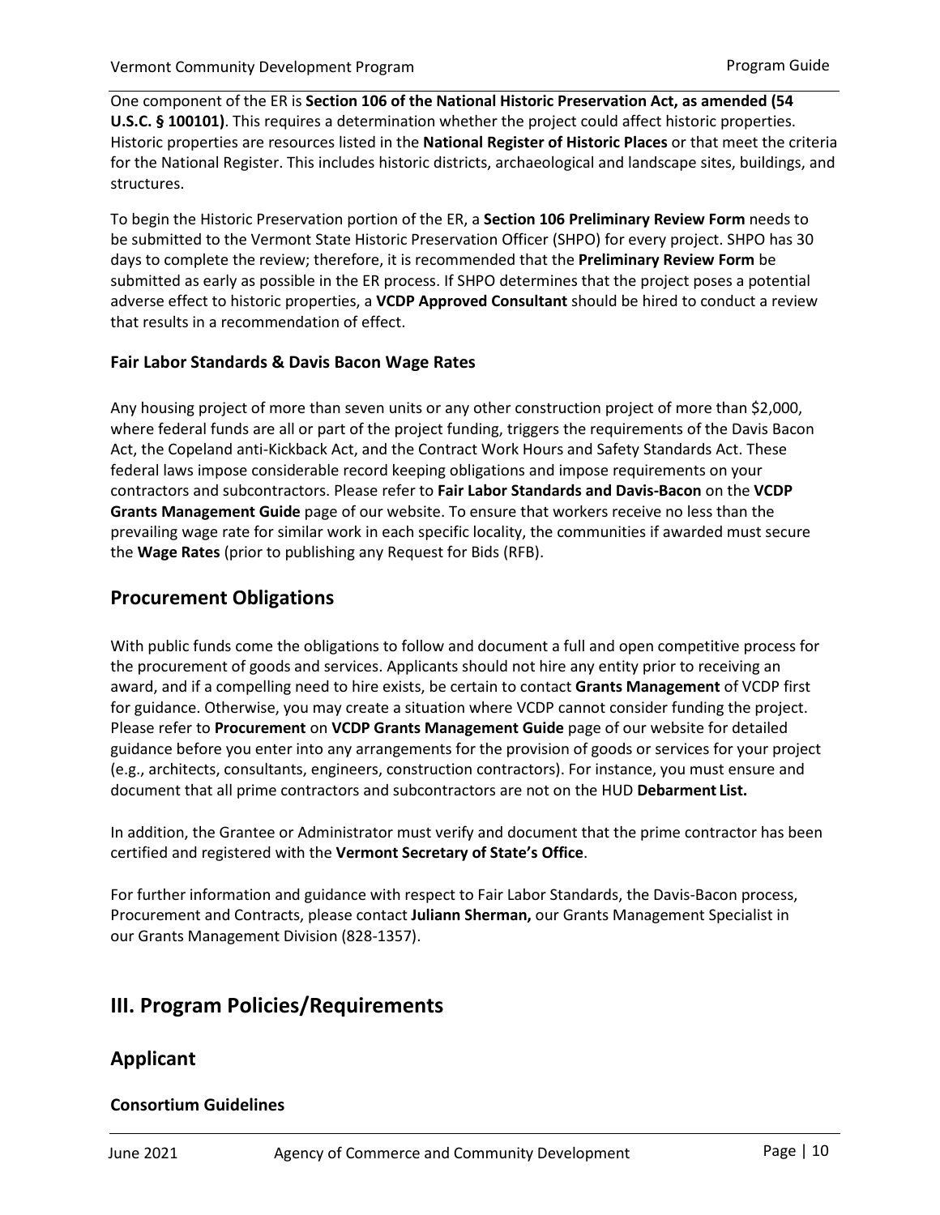One component of the ER is **Section 106 of the National Historic Preservation Act, as amended (54 U.S.C. § 100101)**. This requires a determination whether the project could affect historic properties. Historic properties are resources listed in the **National Register of Historic Places** or that meet the criteria for the National Register. This includes historic districts, archaeological and landscape sites, buildings, and structures.

To begin the Historic Preservation portion of the ER, a **Section 106 Preliminary Review Form** needs to be submitted to the Vermont State Historic Preservation Officer (SHPO) for every project. SHPO has 30 days to complete the review; therefore, it is recommended that the **Preliminary Review Form** be submitted as early as possible in the ER process. If SHPO determines that the project poses a potential adverse effect to historic properties, a **VCDP Approved Consultant** should be hired to conduct a review that results in a recommendation of effect.

### Fair Labor Standards & Davis Bacon Wage Rates

Any housing project of more than seven units or any other construction project of more than $2,000, where federal funds are all or part of the project funding, triggers the requirements of the Davis Bacon Act, the Copeland anti-Kickback Act, and the Contract Work Hours and Safety Standards Act. These federal laws impose considerable record keeping obligations and impose requirements on your contractors and subcontractors. Please refer to **Fair Labor Standards and Davis-Bacon** on the **VCDP Grants Management Guide** page of our website. To ensure that workers receive no less than the prevailing wage rate for similar work in each specific locality, the communities if awarded must secure the **Wage Rates** (prior to publishing any Request for Bids (RFB).

## Procurement Obligations

With public funds come the obligations to follow and document a full and open competitive process for the procurement of goods and services. Applicants should not hire any entity prior to receiving an award, and if a compelling need to hire exists, be certain to contact **Grants Management** of VCDP first for guidance. Otherwise, you may create a situation where VCDP cannot consider funding the project. Please refer to **Procurement** on **VCDP Grants Management Guide** page of our website for detailed guidance before you enter into any arrangements for the provision of goods or services for your project (e.g., architects, consultants, engineers, construction contractors). For instance, you must ensure and document that all prime contractors and subcontractors are not on the HUD **Debarment List.**

In addition, the Grantee or Administrator must verify and document that the prime contractor has been certified and registered with the **Vermont Secretary of State's Office**.

For further information and guidance with respect to Fair Labor Standards, the Davis-Bacon process, Procurement and Contracts, please contact **Juliann Sherman,** our Grants Management Specialist in our Grants Management Division (828-1357).

# III. Program Policies/Requirements

## Applicant

### Consortium Guidelines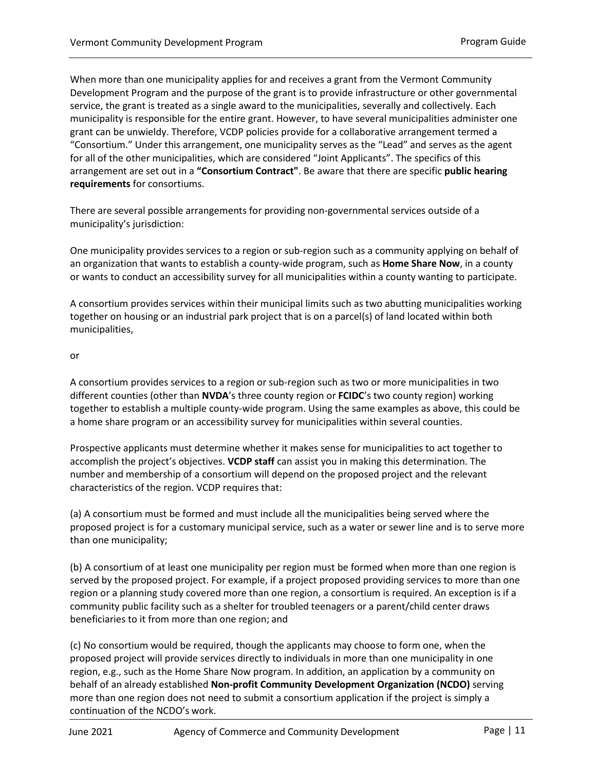When more than one municipality applies for and receives a grant from the Vermont Community Development Program and the purpose of the grant is to provide infrastructure or other governmental service, the grant is treated as a single award to the municipalities, severally and collectively. Each municipality is responsible for the entire grant. However, to have several municipalities administer one grant can be unwieldy. Therefore, VCDP policies provide for a collaborative arrangement termed a "Consortium." Under this arrangement, one municipality serves as the "Lead" and serves as the agent for all of the other municipalities, which are considered "Joint Applicants". The specifics of this arrangement are set out in a **"Consortium Contract"**. Be aware that there are specific **public hearing requirements** for consortiums.

There are several possible arrangements for providing non-governmental services outside of a municipality's jurisdiction:

One municipality provides services to a region or sub-region such as a community applying on behalf of an organization that wants to establish a county-wide program, such as **Home Share Now**, in a county or wants to conduct an accessibility survey for all municipalities within a county wanting to participate.

A consortium provides services within their municipal limits such as two abutting municipalities working together on housing or an industrial park project that is on a parcel(s) of land located within both municipalities,

or

A consortium provides services to a region or sub-region such as two or more municipalities in two different counties (other than **NVDA**'s three county region or **FCIDC**'s two county region) working together to establish a multiple county-wide program. Using the same examples as above, this could be a home share program or an accessibility survey for municipalities within several counties.

Prospective applicants must determine whether it makes sense for municipalities to act together to accomplish the project's objectives. **VCDP staff** can assist you in making this determination. The number and membership of a consortium will depend on the proposed project and the relevant characteristics of the region. VCDP requires that:

(a) A consortium must be formed and must include all the municipalities being served where the proposed project is for a customary municipal service, such as a water or sewer line and is to serve more than one municipality;

(b) A consortium of at least one municipality per region must be formed when more than one region is served by the proposed project. For example, if a project proposed providing services to more than one region or a planning study covered more than one region, a consortium is required. An exception is if a community public facility such as a shelter for troubled teenagers or a parent/child center draws beneficiaries to it from more than one region; and

(c) No consortium would be required, though the applicants may choose to form one, when the proposed project will provide services directly to individuals in more than one municipality in one region, e.g., such as the Home Share Now program. In addition, an application by a community on behalf of an already established **Non-profit Community Development Organization (NCDO)** serving more than one region does not need to submit a consortium application if the project is simply a continuation of the NCDO's work.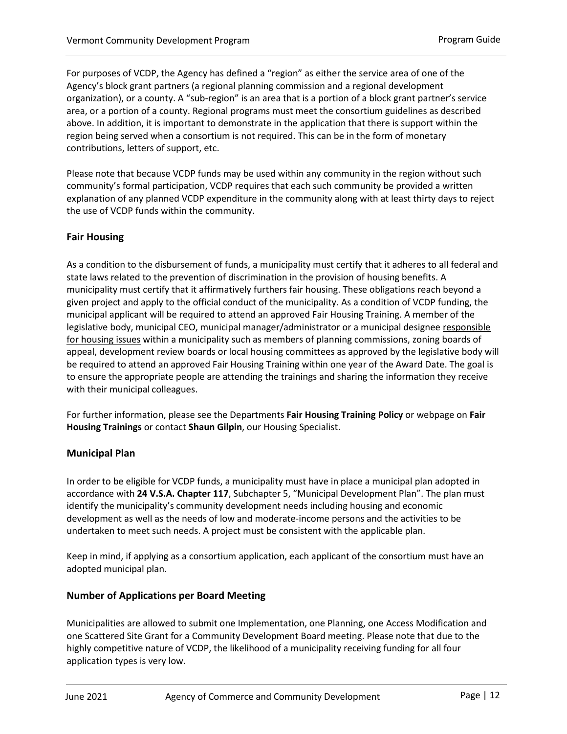For purposes of VCDP, the Agency has defined a "region" as either the service area of one of the Agency's block grant partners (a regional planning commission and a regional development organization), or a county. A "sub-region" is an area that is a portion of a block grant partner's service area, or a portion of a county. Regional programs must meet the consortium guidelines as described above. In addition, it is important to demonstrate in the application that there is support within the region being served when a consortium is not required. This can be in the form of monetary contributions, letters of support, etc.

Please note that because VCDP funds may be used within any community in the region without such community's formal participation, VCDP requires that each such community be provided a written explanation of any planned VCDP expenditure in the community along with at least thirty days to reject the use of VCDP funds within the community.

### Fair Housing

As a condition to the disbursement of funds, a municipality must certify that it adheres to all federal and state laws related to the prevention of discrimination in the provision of housing benefits. A municipality must certify that it affirmatively furthers fair housing. These obligations reach beyond a given project and apply to the official conduct of the municipality. As a condition of VCDP funding, the municipal applicant will be required to attend an approved Fair Housing Training. A member of the legislative body, municipal CEO, municipal manager/administrator or a municipal designee responsible for housing issues within a municipality such as members of planning commissions, zoning boards of appeal, development review boards or local housing committees as approved by the legislative body will be required to attend an approved Fair Housing Training within one year of the Award Date. The goal is to ensure the appropriate people are attending the trainings and sharing the information they receive with their municipal colleagues.

For further information, please see the Departments **Fair Housing Training Policy** or webpage on **Fair Housing Trainings** or contact **Shaun Gilpin**, our Housing Specialist.

### Municipal Plan

In order to be eligible for VCDP funds, a municipality must have in place a municipal plan adopted in accordance with **24 V.S.A. Chapter 117**, Subchapter 5, "Municipal Development Plan". The plan must identify the municipality's community development needs including housing and economic development as well as the needs of low and moderate-income persons and the activities to be undertaken to meet such needs. A project must be consistent with the applicable plan.

Keep in mind, if applying as a consortium application, each applicant of the consortium must have an adopted municipal plan.

### Number of Applications per Board Meeting

Municipalities are allowed to submit one Implementation, one Planning, one Access Modification and one Scattered Site Grant for a Community Development Board meeting. Please note that due to the highly competitive nature of VCDP, the likelihood of a municipality receiving funding for all four application types is very low.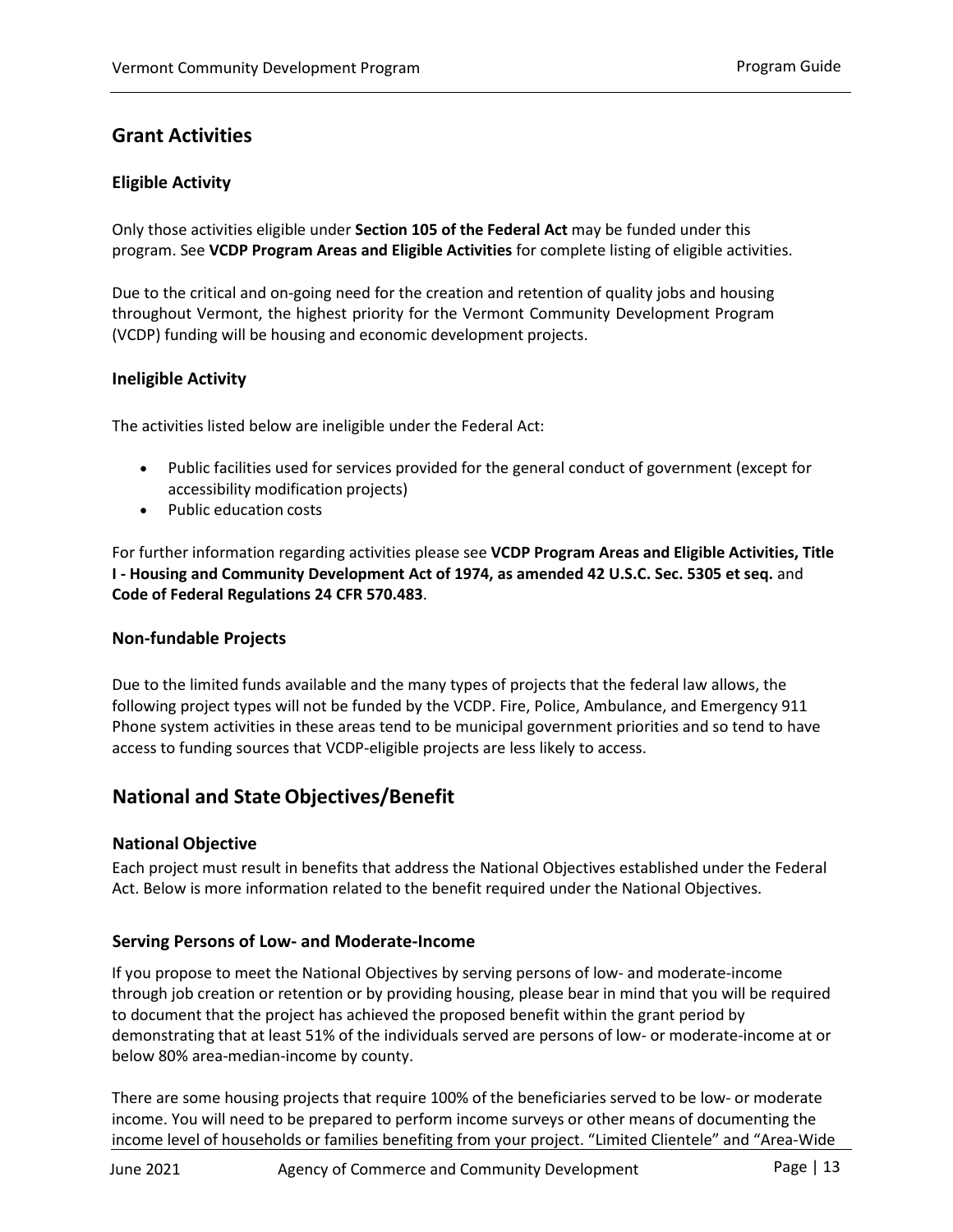## Grant Activities

### Eligible Activity

Only those activities eligible under **Section 105 of the Federal Act** may be funded under this program. See **VCDP Program Areas and Eligible Activities** for complete listing of eligible activities.

Due to the critical and on-going need for the creation and retention of quality jobs and housing throughout Vermont, the highest priority for the Vermont Community Development Program (VCDP) funding will be housing and economic development projects.

### Ineligible Activity

The activities listed below are ineligible under the Federal Act:

- Public facilities used for services provided for the general conduct of government (except for accessibility modification projects)
- Public education costs

For further information regarding activities please see **VCDP Program Areas and Eligible Activities, Title I - Housing and Community Development Act of 1974, as amended 42 U.S.C. Sec. 5305 et seq.** and **Code of Federal Regulations 24 CFR 570.483**.

### Non-fundable Projects

Due to the limited funds available and the many types of projects that the federal law allows, the following project types will not be funded by the VCDP. Fire, Police, Ambulance, and Emergency 911 Phone system activities in these areas tend to be municipal government priorities and so tend to have access to funding sources that VCDP-eligible projects are less likely to access.

## National and State Objectives/Benefit

### National Objective

Each project must result in benefits that address the National Objectives established under the Federal Act. Below is more information related to the benefit required under the National Objectives.

### Serving Persons of Low- and Moderate-Income

If you propose to meet the National Objectives by serving persons of low- and moderate-income through job creation or retention or by providing housing, please bear in mind that you will be required to document that the project has achieved the proposed benefit within the grant period by demonstrating that at least 51% of the individuals served are persons of low- or moderate-income at or below 80% area-median-income by county.

There are some housing projects that require 100% of the beneficiaries served to be low- or moderate income. You will need to be prepared to perform income surveys or other means of documenting the income level of households or families benefiting from your project. "Limited Clientele" and "Area-Wide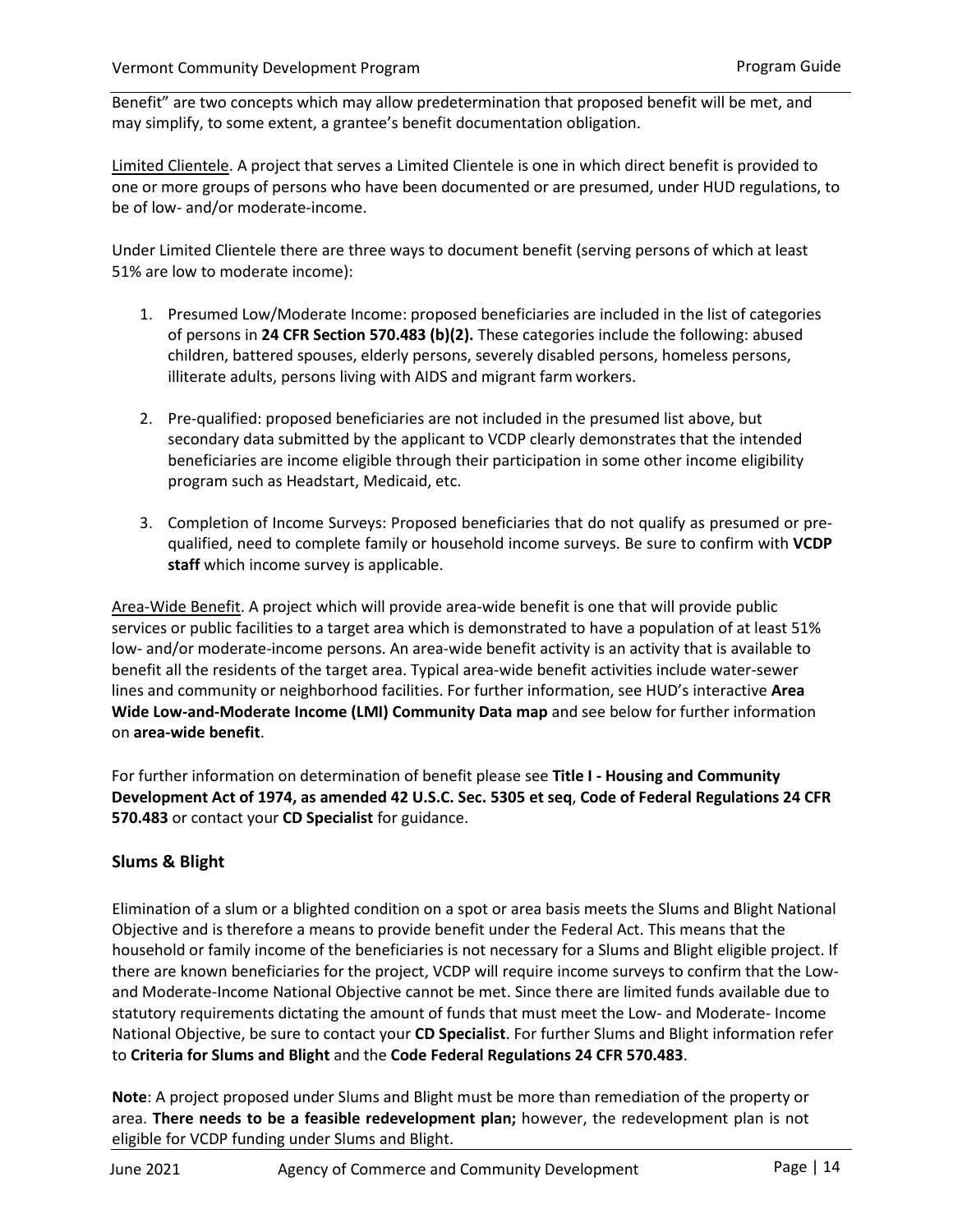Benefit" are two concepts which may allow predetermination that proposed benefit will be met, and may simplify, to some extent, a grantee's benefit documentation obligation.

Limited Clientele. A project that serves a Limited Clientele is one in which direct benefit is provided to one or more groups of persons who have been documented or are presumed, under HUD regulations, to be of low- and/or moderate-income.

Under Limited Clientele there are three ways to document benefit (serving persons of which at least 51% are low to moderate income):

1. Presumed Low/Moderate Income: proposed beneficiaries are included in the list of categories of persons in **24 CFR Section 570.483 (b)(2).** These categories include the following: abused children, battered spouses, elderly persons, severely disabled persons, homeless persons, illiterate adults, persons living with AIDS and migrant farm workers.

2. Pre-qualified: proposed beneficiaries are not included in the presumed list above, but secondary data submitted by the applicant to VCDP clearly demonstrates that the intended beneficiaries are income eligible through their participation in some other income eligibility program such as Headstart, Medicaid, etc.

3. Completion of Income Surveys: Proposed beneficiaries that do not qualify as presumed or pre-qualified, need to complete family or household income surveys. Be sure to confirm with **VCDP staff** which income survey is applicable.

Area-Wide Benefit. A project which will provide area-wide benefit is one that will provide public services or public facilities to a target area which is demonstrated to have a population of at least 51% low- and/or moderate-income persons. An area-wide benefit activity is an activity that is available to benefit all the residents of the target area. Typical area-wide benefit activities include water-sewer lines and community or neighborhood facilities. For further information, see HUD's interactive **Area Wide Low-and-Moderate Income (LMI) Community Data map** and see below for further information on **area-wide benefit**.

For further information on determination of benefit please see **Title I - Housing and Community Development Act of 1974, as amended 42 U.S.C. Sec. 5305 et seq**, **Code of Federal Regulations 24 CFR 570.483** or contact your **CD Specialist** for guidance.

## Slums & Blight

Elimination of a slum or a blighted condition on a spot or area basis meets the Slums and Blight National Objective and is therefore a means to provide benefit under the Federal Act. This means that the household or family income of the beneficiaries is not necessary for a Slums and Blight eligible project. If there are known beneficiaries for the project, VCDP will require income surveys to confirm that the Low- and Moderate-Income National Objective cannot be met. Since there are limited funds available due to statutory requirements dictating the amount of funds that must meet the Low- and Moderate- Income National Objective, be sure to contact your **CD Specialist**. For further Slums and Blight information refer to **Criteria for Slums and Blight** and the **Code Federal Regulations 24 CFR 570.483**.

**Note**: A project proposed under Slums and Blight must be more than remediation of the property or area. **There needs to be a feasible redevelopment plan;** however, the redevelopment plan is not eligible for VCDP funding under Slums and Blight.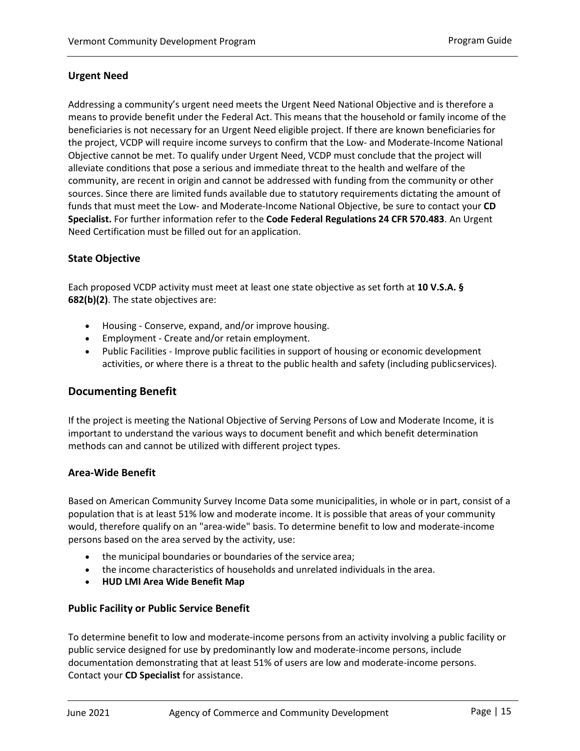### Urgent Need

Addressing a community's urgent need meets the Urgent Need National Objective and is therefore a means to provide benefit under the Federal Act. This means that the household or family income of the beneficiaries is not necessary for an Urgent Need eligible project. If there are known beneficiaries for the project, VCDP will require income surveys to confirm that the Low- and Moderate-Income National Objective cannot be met. To qualify under Urgent Need, VCDP must conclude that the project will alleviate conditions that pose a serious and immediate threat to the health and welfare of the community, are recent in origin and cannot be addressed with funding from the community or other sources. Since there are limited funds available due to statutory requirements dictating the amount of funds that must meet the Low- and Moderate-Income National Objective, be sure to contact your **CD Specialist.** For further information refer to the **Code Federal Regulations 24 CFR 570.483**. An Urgent Need Certification must be filled out for an application.

### State Objective

Each proposed VCDP activity must meet at least one state objective as set forth at **10 V.S.A. § 682(b)(2)**. The state objectives are:

- Housing - Conserve, expand, and/or improve housing.
- Employment - Create and/or retain employment.
- Public Facilities - Improve public facilities in support of housing or economic development activities, or where there is a threat to the public health and safety (including public services).

## Documenting Benefit

If the project is meeting the National Objective of Serving Persons of Low and Moderate Income, it is important to understand the various ways to document benefit and which benefit determination methods can and cannot be utilized with different project types.

### Area-Wide Benefit

Based on American Community Survey Income Data some municipalities, in whole or in part, consist of a population that is at least 51% low and moderate income. It is possible that areas of your community would, therefore qualify on an "area-wide" basis. To determine benefit to low and moderate-income persons based on the area served by the activity, use:

- the municipal boundaries or boundaries of the service area;
- the income characteristics of households and unrelated individuals in the area.
- **HUD LMI Area Wide Benefit Map**

### Public Facility or Public Service Benefit

To determine benefit to low and moderate-income persons from an activity involving a public facility or public service designed for use by predominantly low and moderate-income persons, include documentation demonstrating that at least 51% of users are low and moderate-income persons. Contact your **CD Specialist** for assistance.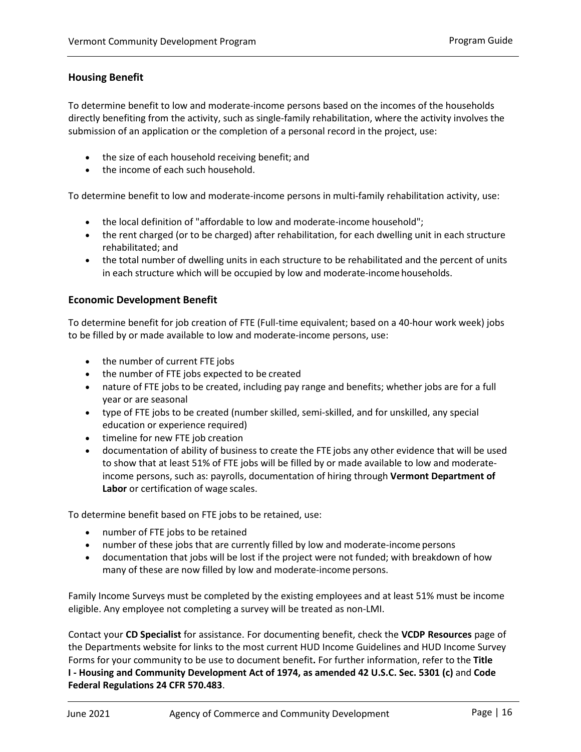### Housing Benefit

To determine benefit to low and moderate-income persons based on the incomes of the households directly benefiting from the activity, such as single-family rehabilitation, where the activity involves the submission of an application or the completion of a personal record in the project, use:

- the size of each household receiving benefit; and
- the income of each such household.

To determine benefit to low and moderate-income persons in multi-family rehabilitation activity, use:

- the local definition of "affordable to low and moderate-income household";
- the rent charged (or to be charged) after rehabilitation, for each dwelling unit in each structure rehabilitated; and
- the total number of dwelling units in each structure to be rehabilitated and the percent of units in each structure which will be occupied by low and moderate-income households.

### Economic Development Benefit

To determine benefit for job creation of FTE (Full-time equivalent; based on a 40-hour work week) jobs to be filled by or made available to low and moderate-income persons, use:

- the number of current FTE jobs
- the number of FTE jobs expected to be created
- nature of FTE jobs to be created, including pay range and benefits; whether jobs are for a full year or are seasonal
- type of FTE jobs to be created (number skilled, semi-skilled, and for unskilled, any special education or experience required)
- timeline for new FTE job creation
- documentation of ability of business to create the FTE jobs any other evidence that will be used to show that at least 51% of FTE jobs will be filled by or made available to low and moderate-income persons, such as: payrolls, documentation of hiring through **Vermont Department of Labor** or certification of wage scales.

To determine benefit based on FTE jobs to be retained, use:

- number of FTE jobs to be retained
- number of these jobs that are currently filled by low and moderate-income persons
- documentation that jobs will be lost if the project were not funded; with breakdown of how many of these are now filled by low and moderate-income persons.

Family Income Surveys must be completed by the existing employees and at least 51% must be income eligible. Any employee not completing a survey will be treated as non-LMI.

Contact your **CD Specialist** for assistance. For documenting benefit, check the **VCDP Resources** page of the Departments website for links to the most current HUD Income Guidelines and HUD Income Survey Forms for your community to be use to document benefit**.** For further information, refer to the **Title I - Housing and Community Development Act of 1974, as amended 42 U.S.C. Sec. 5301 (c)** and **Code Federal Regulations 24 CFR 570.483**.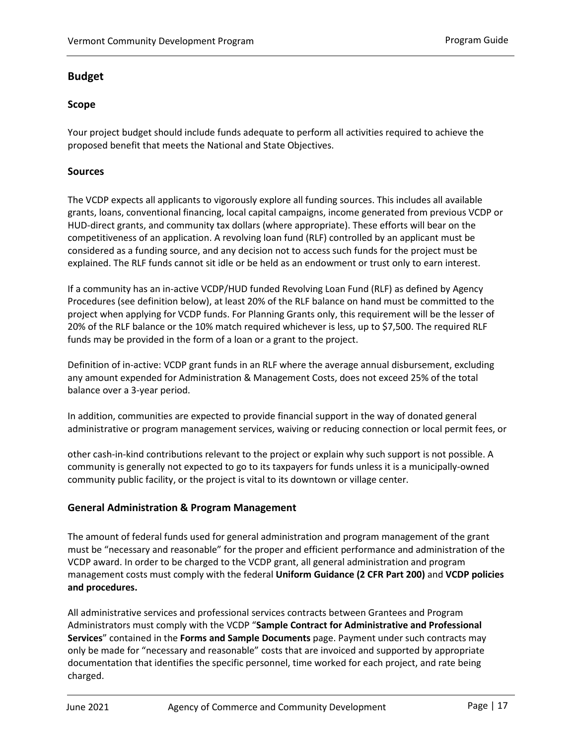## Budget

### Scope

Your project budget should include funds adequate to perform all activities required to achieve the proposed benefit that meets the National and State Objectives.

### Sources

The VCDP expects all applicants to vigorously explore all funding sources. This includes all available grants, loans, conventional financing, local capital campaigns, income generated from previous VCDP or HUD-direct grants, and community tax dollars (where appropriate). These efforts will bear on the competitiveness of an application. A revolving loan fund (RLF) controlled by an applicant must be considered as a funding source, and any decision not to access such funds for the project must be explained. The RLF funds cannot sit idle or be held as an endowment or trust only to earn interest.

If a community has an in-active VCDP/HUD funded Revolving Loan Fund (RLF) as defined by Agency Procedures (see definition below), at least 20% of the RLF balance on hand must be committed to the project when applying for VCDP funds. For Planning Grants only, this requirement will be the lesser of 20% of the RLF balance or the 10% match required whichever is less, up to $7,500. The required RLF funds may be provided in the form of a loan or a grant to the project.

Definition of in-active: VCDP grant funds in an RLF where the average annual disbursement, excluding any amount expended for Administration & Management Costs, does not exceed 25% of the total balance over a 3-year period.

In addition, communities are expected to provide financial support in the way of donated general administrative or program management services, waiving or reducing connection or local permit fees, or other cash-in-kind contributions relevant to the project or explain why such support is not possible. A community is generally not expected to go to its taxpayers for funds unless it is a municipally-owned community public facility, or the project is vital to its downtown or village center.

### General Administration & Program Management

The amount of federal funds used for general administration and program management of the grant must be "necessary and reasonable" for the proper and efficient performance and administration of the VCDP award. In order to be charged to the VCDP grant, all general administration and program management costs must comply with the federal **Uniform Guidance (2 CFR Part 200)** and **VCDP policies and procedures.**

All administrative services and professional services contracts between Grantees and Program Administrators must comply with the VCDP "**Sample Contract for Administrative and Professional Services**" contained in the **Forms and Sample Documents** page. Payment under such contracts may only be made for "necessary and reasonable" costs that are invoiced and supported by appropriate documentation that identifies the specific personnel, time worked for each project, and rate being charged.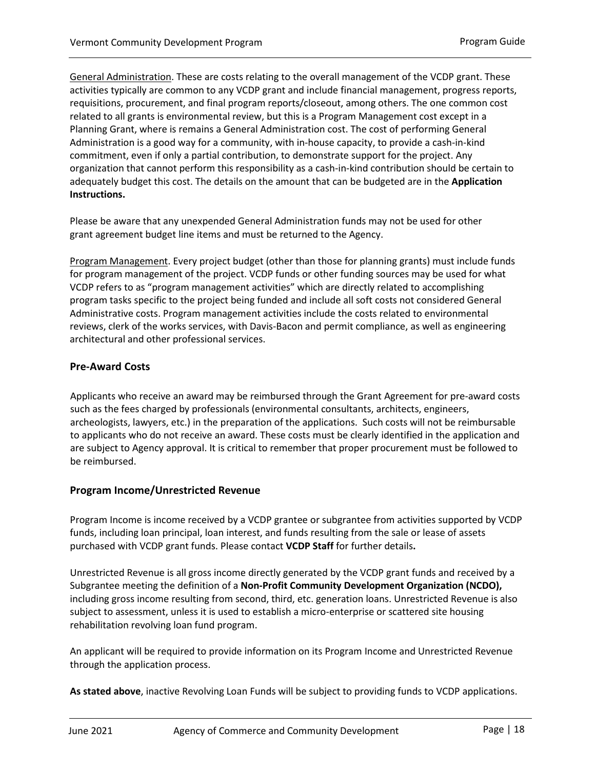General Administration. These are costs relating to the overall management of the VCDP grant. These activities typically are common to any VCDP grant and include financial management, progress reports, requisitions, procurement, and final program reports/closeout, among others. The one common cost related to all grants is environmental review, but this is a Program Management cost except in a Planning Grant, where is remains a General Administration cost. The cost of performing General Administration is a good way for a community, with in-house capacity, to provide a cash-in-kind commitment, even if only a partial contribution, to demonstrate support for the project. Any organization that cannot perform this responsibility as a cash-in-kind contribution should be certain to adequately budget this cost. The details on the amount that can be budgeted are in the **Application Instructions.**

Please be aware that any unexpended General Administration funds may not be used for other grant agreement budget line items and must be returned to the Agency.

Program Management. Every project budget (other than those for planning grants) must include funds for program management of the project. VCDP funds or other funding sources may be used for what VCDP refers to as "program management activities" which are directly related to accomplishing program tasks specific to the project being funded and include all soft costs not considered General Administrative costs. Program management activities include the costs related to environmental reviews, clerk of the works services, with Davis-Bacon and permit compliance, as well as engineering architectural and other professional services.

## Pre-Award Costs

Applicants who receive an award may be reimbursed through the Grant Agreement for pre-award costs such as the fees charged by professionals (environmental consultants, architects, engineers, archeologists, lawyers, etc.) in the preparation of the applications. Such costs will not be reimbursable to applicants who do not receive an award. These costs must be clearly identified in the application and are subject to Agency approval. It is critical to remember that proper procurement must be followed to be reimbursed.

## Program Income/Unrestricted Revenue

Program Income is income received by a VCDP grantee or subgrantee from activities supported by VCDP funds, including loan principal, loan interest, and funds resulting from the sale or lease of assets purchased with VCDP grant funds. Please contact **VCDP Staff** for further details**.**

Unrestricted Revenue is all gross income directly generated by the VCDP grant funds and received by a Subgrantee meeting the definition of a **Non-Profit Community Development Organization (NCDO),** including gross income resulting from second, third, etc. generation loans. Unrestricted Revenue is also subject to assessment, unless it is used to establish a micro-enterprise or scattered site housing rehabilitation revolving loan fund program.

An applicant will be required to provide information on its Program Income and Unrestricted Revenue through the application process.

**As stated above**, inactive Revolving Loan Funds will be subject to providing funds to VCDP applications.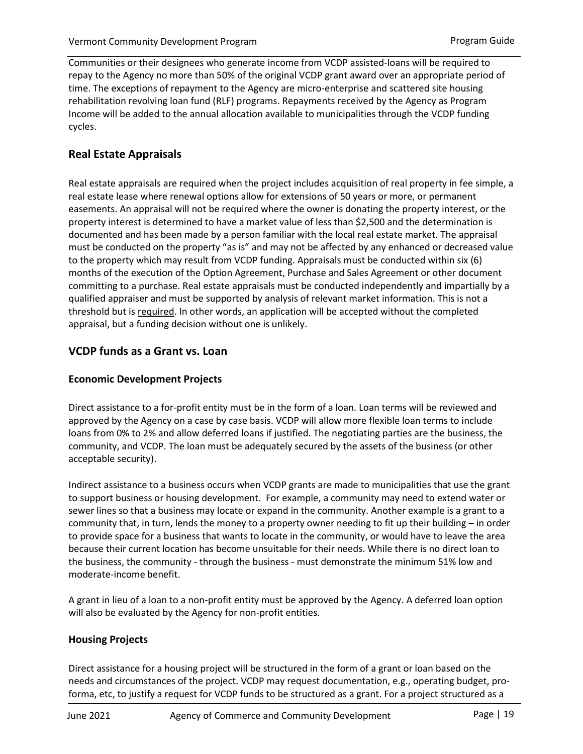Communities or their designees who generate income from VCDP assisted-loans will be required to repay to the Agency no more than 50% of the original VCDP grant award over an appropriate period of time. The exceptions of repayment to the Agency are micro-enterprise and scattered site housing rehabilitation revolving loan fund (RLF) programs. Repayments received by the Agency as Program Income will be added to the annual allocation available to municipalities through the VCDP funding cycles.

## Real Estate Appraisals

Real estate appraisals are required when the project includes acquisition of real property in fee simple, a real estate lease where renewal options allow for extensions of 50 years or more, or permanent easements. An appraisal will not be required where the owner is donating the property interest, or the property interest is determined to have a market value of less than $2,500 and the determination is documented and has been made by a person familiar with the local real estate market. The appraisal must be conducted on the property "as is" and may not be affected by any enhanced or decreased value to the property which may result from VCDP funding. Appraisals must be conducted within six (6) months of the execution of the Option Agreement, Purchase and Sales Agreement or other document committing to a purchase. Real estate appraisals must be conducted independently and impartially by a qualified appraiser and must be supported by analysis of relevant market information. This is not a threshold but is <u>required</u>. In other words, an application will be accepted without the completed appraisal, but a funding decision without one is unlikely.

## VCDP funds as a Grant vs. Loan

### Economic Development Projects

Direct assistance to a for-profit entity must be in the form of a loan. Loan terms will be reviewed and approved by the Agency on a case by case basis. VCDP will allow more flexible loan terms to include loans from 0% to 2% and allow deferred loans if justified. The negotiating parties are the business, the community, and VCDP. The loan must be adequately secured by the assets of the business (or other acceptable security).

Indirect assistance to a business occurs when VCDP grants are made to municipalities that use the grant to support business or housing development. For example, a community may need to extend water or sewer lines so that a business may locate or expand in the community. Another example is a grant to a community that, in turn, lends the money to a property owner needing to fit up their building – in order to provide space for a business that wants to locate in the community, or would have to leave the area because their current location has become unsuitable for their needs. While there is no direct loan to the business, the community - through the business - must demonstrate the minimum 51% low and moderate-income benefit.

A grant in lieu of a loan to a non-profit entity must be approved by the Agency. A deferred loan option will also be evaluated by the Agency for non-profit entities.

### Housing Projects

Direct assistance for a housing project will be structured in the form of a grant or loan based on the needs and circumstances of the project. VCDP may request documentation, e.g., operating budget, pro-forma, etc, to justify a request for VCDP funds to be structured as a grant. For a project structured as a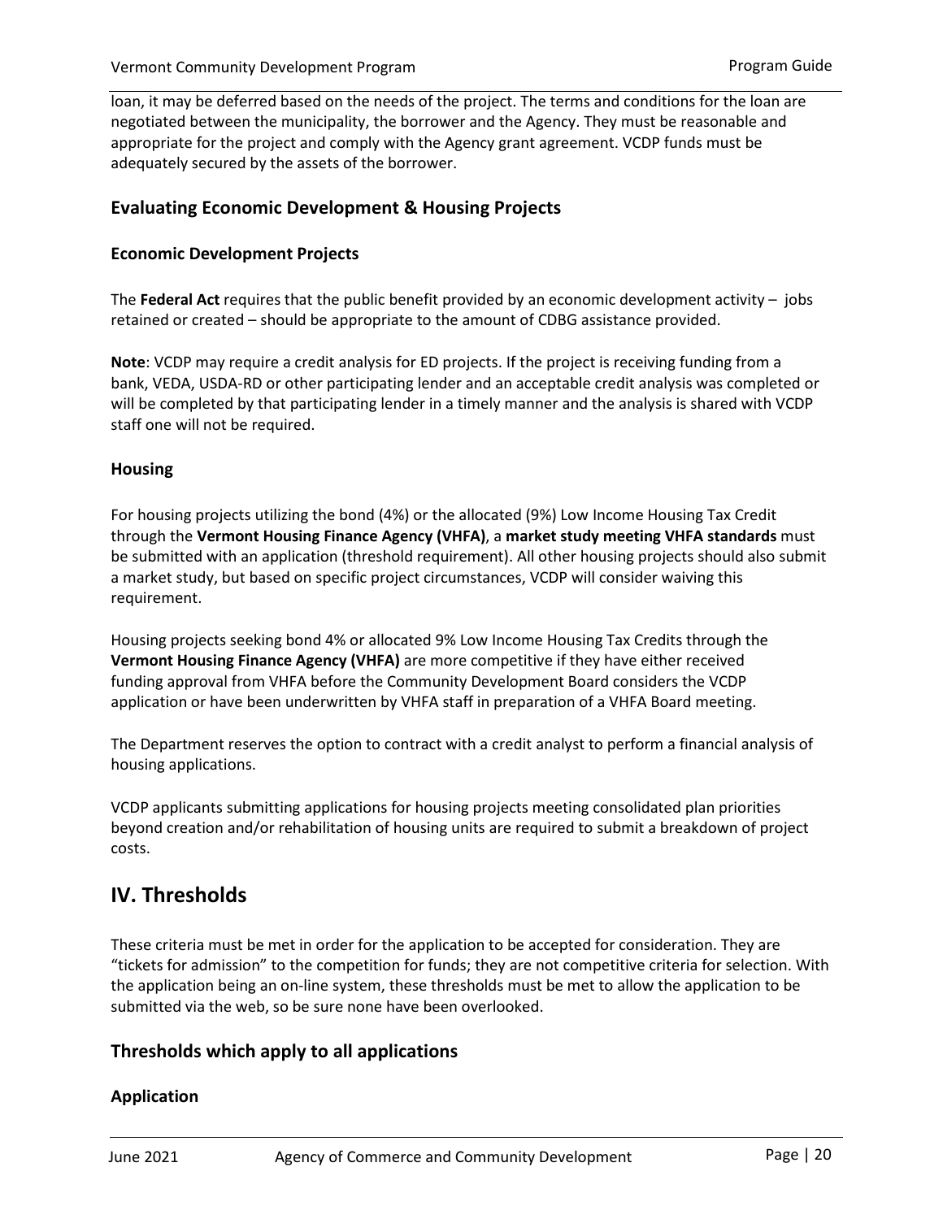loan, it may be deferred based on the needs of the project. The terms and conditions for the loan are negotiated between the municipality, the borrower and the Agency. They must be reasonable and appropriate for the project and comply with the Agency grant agreement. VCDP funds must be adequately secured by the assets of the borrower.

## Evaluating Economic Development & Housing Projects

### Economic Development Projects

The **Federal Act** requires that the public benefit provided by an economic development activity – jobs retained or created – should be appropriate to the amount of CDBG assistance provided.

**Note**: VCDP may require a credit analysis for ED projects. If the project is receiving funding from a bank, VEDA, USDA-RD or other participating lender and an acceptable credit analysis was completed or will be completed by that participating lender in a timely manner and the analysis is shared with VCDP staff one will not be required.

### Housing

For housing projects utilizing the bond (4%) or the allocated (9%) Low Income Housing Tax Credit through the **Vermont Housing Finance Agency (VHFA)**, a **market study meeting VHFA standards** must be submitted with an application (threshold requirement). All other housing projects should also submit a market study, but based on specific project circumstances, VCDP will consider waiving this requirement.

Housing projects seeking bond 4% or allocated 9% Low Income Housing Tax Credits through the **Vermont Housing Finance Agency (VHFA)** are more competitive if they have either received funding approval from VHFA before the Community Development Board considers the VCDP application or have been underwritten by VHFA staff in preparation of a VHFA Board meeting.

The Department reserves the option to contract with a credit analyst to perform a financial analysis of housing applications.

VCDP applicants submitting applications for housing projects meeting consolidated plan priorities beyond creation and/or rehabilitation of housing units are required to submit a breakdown of project costs.

# IV. Thresholds

These criteria must be met in order for the application to be accepted for consideration. They are "tickets for admission" to the competition for funds; they are not competitive criteria for selection. With the application being an on-line system, these thresholds must be met to allow the application to be submitted via the web, so be sure none have been overlooked.

## Thresholds which apply to all applications

### Application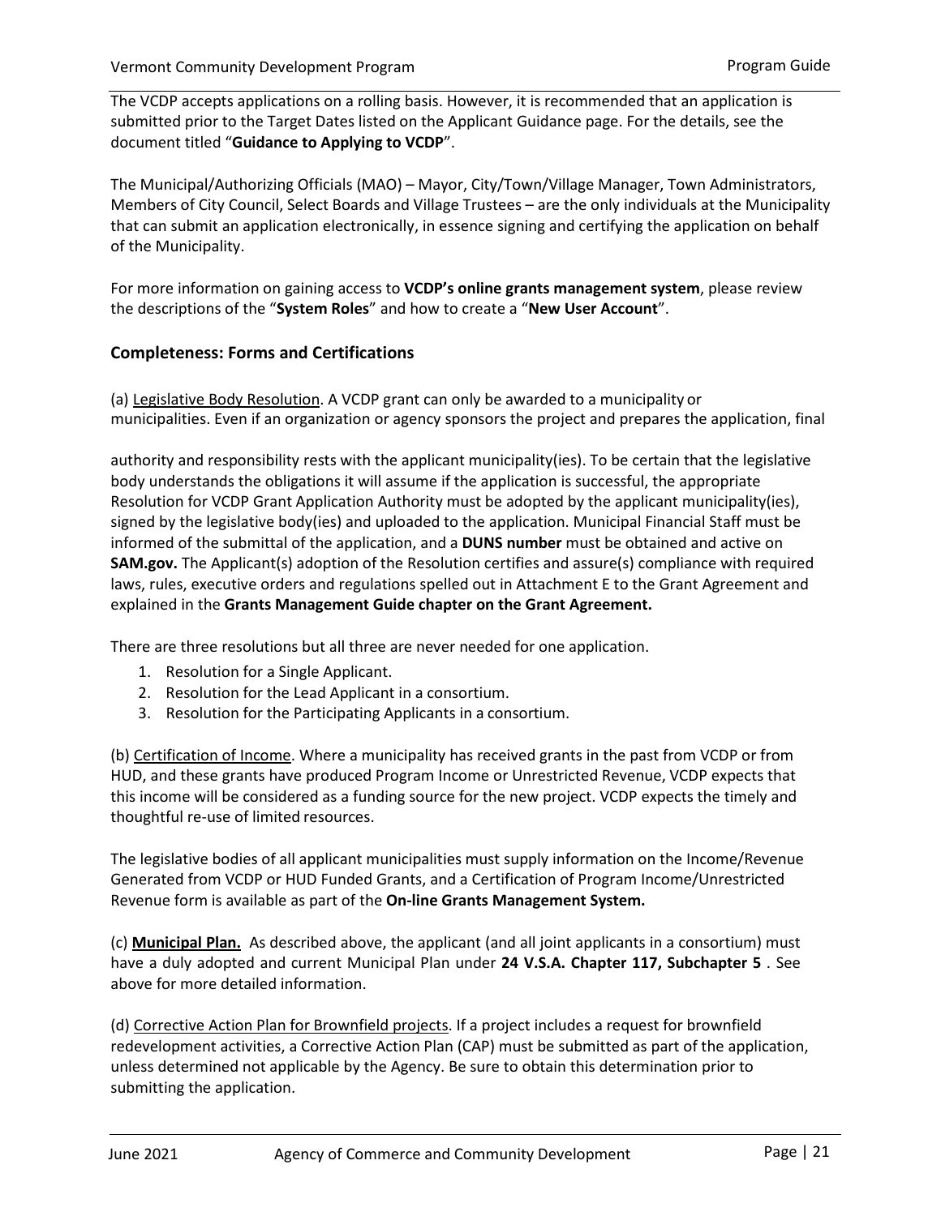The VCDP accepts applications on a rolling basis. However, it is recommended that an application is submitted prior to the Target Dates listed on the Applicant Guidance page. For the details, see the document titled "**Guidance to Applying to VCDP**".

The Municipal/Authorizing Officials (MAO) – Mayor, City/Town/Village Manager, Town Administrators, Members of City Council, Select Boards and Village Trustees – are the only individuals at the Municipality that can submit an application electronically, in essence signing and certifying the application on behalf of the Municipality.

For more information on gaining access to **VCDP's online grants management system**, please review the descriptions of the "**System Roles**" and how to create a "**New User Account**".

### Completeness: Forms and Certifications

(a) Legislative Body Resolution. A VCDP grant can only be awarded to a municipality or municipalities. Even if an organization or agency sponsors the project and prepares the application, final authority and responsibility rests with the applicant municipality(ies). To be certain that the legislative body understands the obligations it will assume if the application is successful, the appropriate Resolution for VCDP Grant Application Authority must be adopted by the applicant municipality(ies), signed by the legislative body(ies) and uploaded to the application. Municipal Financial Staff must be informed of the submittal of the application, and a **DUNS number** must be obtained and active on **SAM.gov.** The Applicant(s) adoption of the Resolution certifies and assure(s) compliance with required laws, rules, executive orders and regulations spelled out in Attachment E to the Grant Agreement and explained in the **Grants Management Guide chapter on the Grant Agreement.**

There are three resolutions but all three are never needed for one application.

1. Resolution for a Single Applicant.
2. Resolution for the Lead Applicant in a consortium.
3. Resolution for the Participating Applicants in a consortium.

(b) Certification of Income. Where a municipality has received grants in the past from VCDP or from HUD, and these grants have produced Program Income or Unrestricted Revenue, VCDP expects that this income will be considered as a funding source for the new project. VCDP expects the timely and thoughtful re-use of limited resources.

The legislative bodies of all applicant municipalities must supply information on the Income/Revenue Generated from VCDP or HUD Funded Grants, and a Certification of Program Income/Unrestricted Revenue form is available as part of the **On-line Grants Management System.**

(c) **Municipal Plan.** As described above, the applicant (and all joint applicants in a consortium) must have a duly adopted and current Municipal Plan under **24 V.S.A. Chapter 117, Subchapter 5** . See above for more detailed information.

(d) Corrective Action Plan for Brownfield projects. If a project includes a request for brownfield redevelopment activities, a Corrective Action Plan (CAP) must be submitted as part of the application, unless determined not applicable by the Agency. Be sure to obtain this determination prior to submitting the application.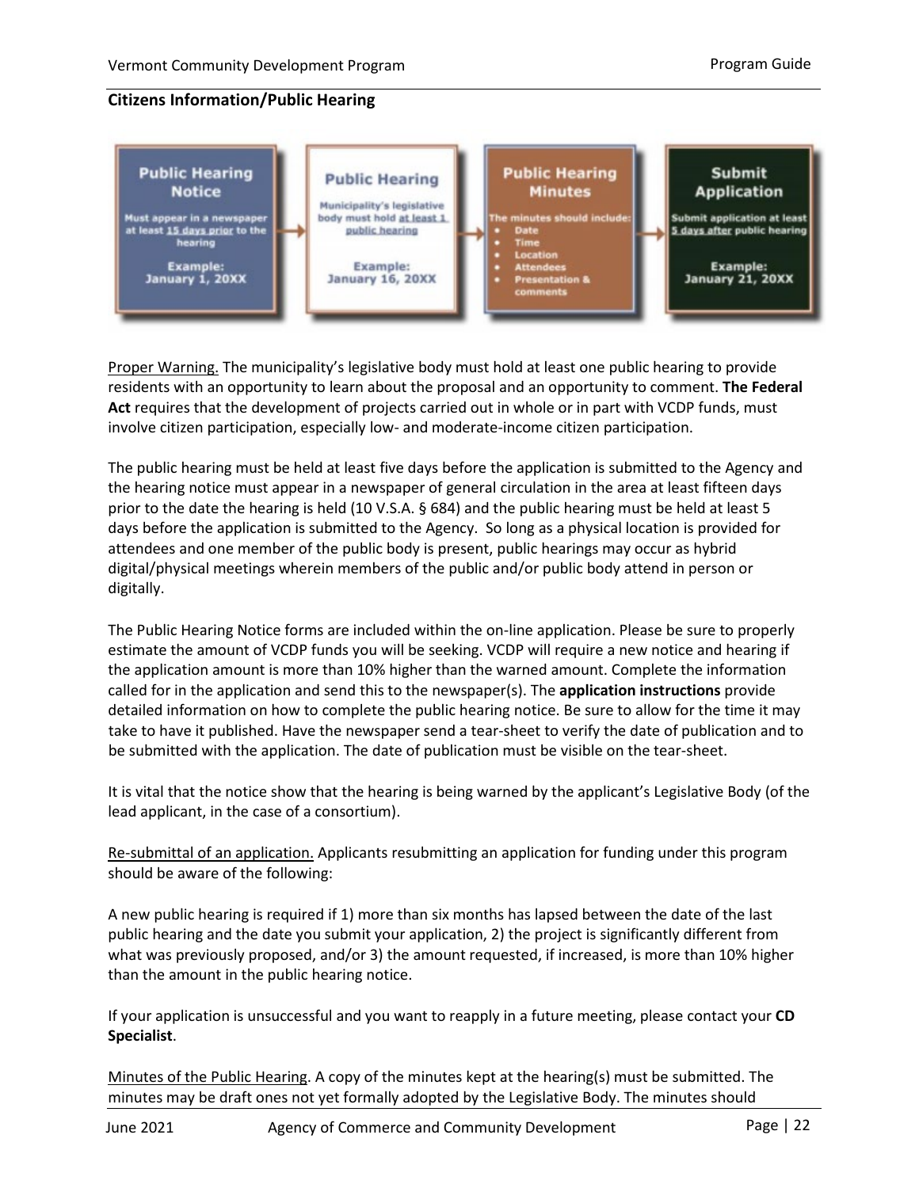## Citizens Information/Public Hearing

**Public Hearing Notice**
Must appear in a newspaper at least 15 days prior to the hearing
Example: January 1, 20XX

→ **Public Hearing**
Municipality's legislative body must hold at least 1 public hearing
Example: January 16, 20XX

→ **Public Hearing Minutes**
The minutes should include:
- Date
- Time
- Location
- Attendees
- Presentation & comments

→ **Submit Application**
Submit application at least 5 days after public hearing
Example: January 21, 20XX

Proper Warning. The municipality's legislative body must hold at least one public hearing to provide residents with an opportunity to learn about the proposal and an opportunity to comment. **The Federal Act** requires that the development of projects carried out in whole or in part with VCDP funds, must involve citizen participation, especially low- and moderate-income citizen participation.

The public hearing must be held at least five days before the application is submitted to the Agency and the hearing notice must appear in a newspaper of general circulation in the area at least fifteen days prior to the date the hearing is held (10 V.S.A. § 684) and the public hearing must be held at least 5 days before the application is submitted to the Agency. So long as a physical location is provided for attendees and one member of the public body is present, public hearings may occur as hybrid digital/physical meetings wherein members of the public and/or public body attend in person or digitally.

The Public Hearing Notice forms are included within the on-line application. Please be sure to properly estimate the amount of VCDP funds you will be seeking. VCDP will require a new notice and hearing if the application amount is more than 10% higher than the warned amount. Complete the information called for in the application and send this to the newspaper(s). The **application instructions** provide detailed information on how to complete the public hearing notice. Be sure to allow for the time it may take to have it published. Have the newspaper send a tear-sheet to verify the date of publication and to be submitted with the application. The date of publication must be visible on the tear-sheet.

It is vital that the notice show that the hearing is being warned by the applicant's Legislative Body (of the lead applicant, in the case of a consortium).

Re-submittal of an application. Applicants resubmitting an application for funding under this program should be aware of the following:

A new public hearing is required if 1) more than six months has lapsed between the date of the last public hearing and the date you submit your application, 2) the project is significantly different from what was previously proposed, and/or 3) the amount requested, if increased, is more than 10% higher than the amount in the public hearing notice.

If your application is unsuccessful and you want to reapply in a future meeting, please contact your **CD Specialist**.

Minutes of the Public Hearing. A copy of the minutes kept at the hearing(s) must be submitted. The minutes may be draft ones not yet formally adopted by the Legislative Body. The minutes should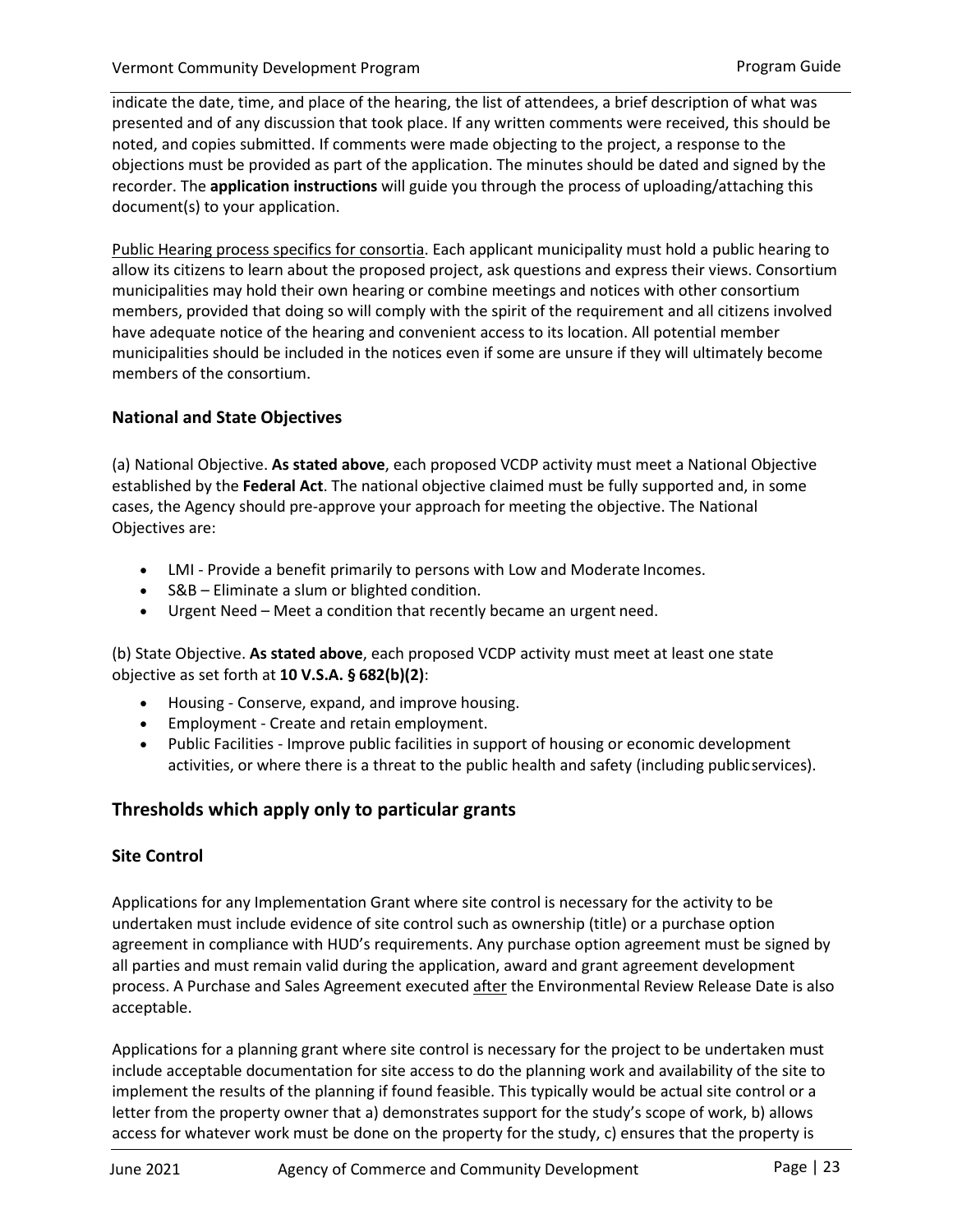indicate the date, time, and place of the hearing, the list of attendees, a brief description of what was presented and of any discussion that took place. If any written comments were received, this should be noted, and copies submitted. If comments were made objecting to the project, a response to the objections must be provided as part of the application. The minutes should be dated and signed by the recorder. The **application instructions** will guide you through the process of uploading/attaching this document(s) to your application.

<u>Public Hearing process specifics for consortia</u>. Each applicant municipality must hold a public hearing to allow its citizens to learn about the proposed project, ask questions and express their views. Consortium municipalities may hold their own hearing or combine meetings and notices with other consortium members, provided that doing so will comply with the spirit of the requirement and all citizens involved have adequate notice of the hearing and convenient access to its location. All potential member municipalities should be included in the notices even if some are unsure if they will ultimately become members of the consortium.

### National and State Objectives

(a) National Objective. **As stated above**, each proposed VCDP activity must meet a National Objective established by the **Federal Act**. The national objective claimed must be fully supported and, in some cases, the Agency should pre-approve your approach for meeting the objective. The National Objectives are:

- LMI - Provide a benefit primarily to persons with Low and Moderate Incomes.
- S&B – Eliminate a slum or blighted condition.
- Urgent Need – Meet a condition that recently became an urgent need.

(b) State Objective. **As stated above**, each proposed VCDP activity must meet at least one state objective as set forth at **10 V.S.A. § 682(b)(2)**:

- Housing - Conserve, expand, and improve housing.
- Employment - Create and retain employment.
- Public Facilities - Improve public facilities in support of housing or economic development activities, or where there is a threat to the public health and safety (including public services).

## Thresholds which apply only to particular grants

### Site Control

Applications for any Implementation Grant where site control is necessary for the activity to be undertaken must include evidence of site control such as ownership (title) or a purchase option agreement in compliance with HUD's requirements. Any purchase option agreement must be signed by all parties and must remain valid during the application, award and grant agreement development process. A Purchase and Sales Agreement executed <u>after</u> the Environmental Review Release Date is also acceptable.

Applications for a planning grant where site control is necessary for the project to be undertaken must include acceptable documentation for site access to do the planning work and availability of the site to implement the results of the planning if found feasible. This typically would be actual site control or a letter from the property owner that a) demonstrates support for the study's scope of work, b) allows access for whatever work must be done on the property for the study, c) ensures that the property is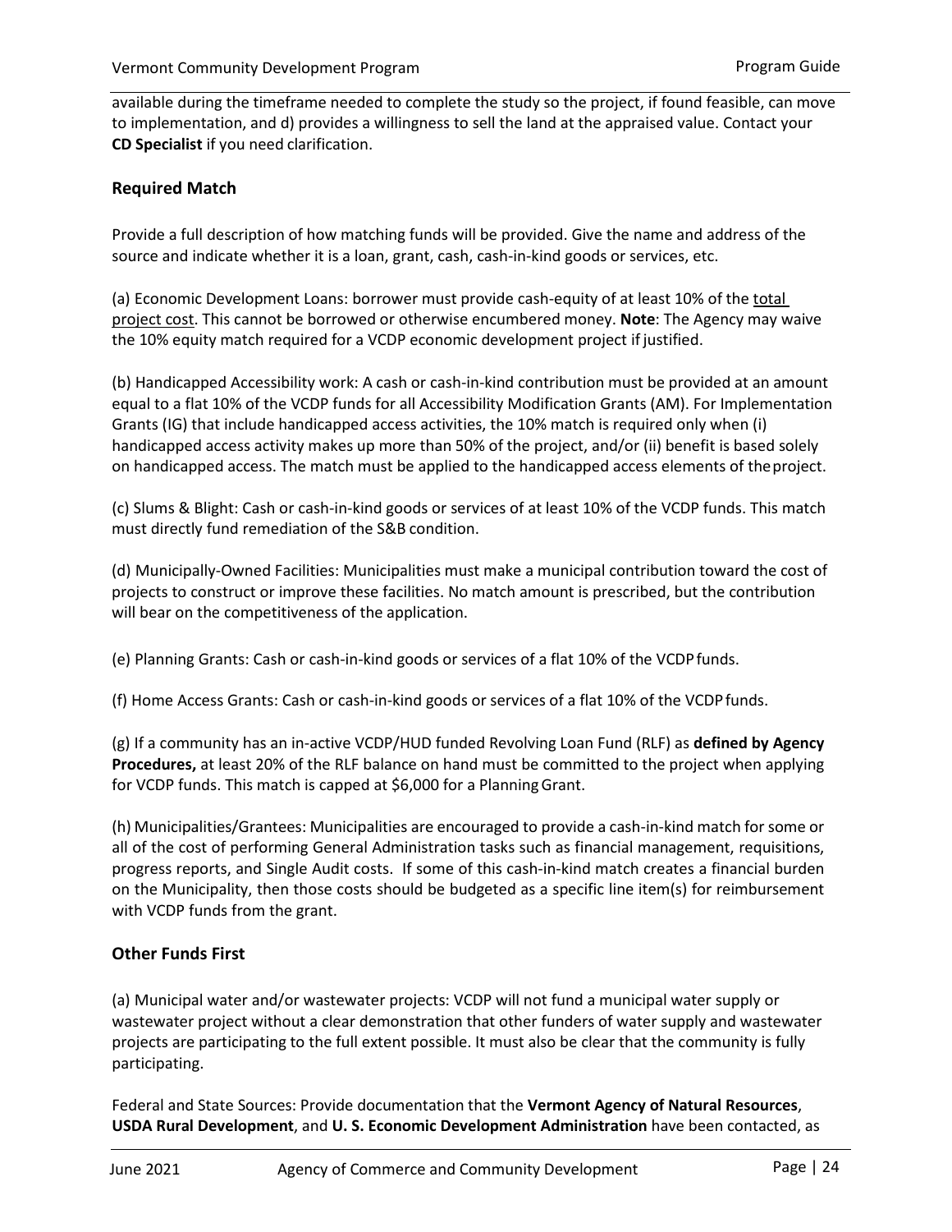available during the timeframe needed to complete the study so the project, if found feasible, can move to implementation, and d) provides a willingness to sell the land at the appraised value. Contact your **CD Specialist** if you need clarification.

## Required Match

Provide a full description of how matching funds will be provided. Give the name and address of the source and indicate whether it is a loan, grant, cash, cash-in-kind goods or services, etc.

(a) Economic Development Loans: borrower must provide cash-equity of at least 10% of the total project cost. This cannot be borrowed or otherwise encumbered money. **Note**: The Agency may waive the 10% equity match required for a VCDP economic development project if justified.

(b) Handicapped Accessibility work: A cash or cash-in-kind contribution must be provided at an amount equal to a flat 10% of the VCDP funds for all Accessibility Modification Grants (AM). For Implementation Grants (IG) that include handicapped access activities, the 10% match is required only when (i) handicapped access activity makes up more than 50% of the project, and/or (ii) benefit is based solely on handicapped access. The match must be applied to the handicapped access elements of the project.

(c) Slums & Blight: Cash or cash-in-kind goods or services of at least 10% of the VCDP funds. This match must directly fund remediation of the S&B condition.

(d) Municipally-Owned Facilities: Municipalities must make a municipal contribution toward the cost of projects to construct or improve these facilities. No match amount is prescribed, but the contribution will bear on the competitiveness of the application.

(e) Planning Grants: Cash or cash-in-kind goods or services of a flat 10% of the VCDP funds.

(f) Home Access Grants: Cash or cash-in-kind goods or services of a flat 10% of the VCDP funds.

(g) If a community has an in-active VCDP/HUD funded Revolving Loan Fund (RLF) as **defined by Agency Procedures,** at least 20% of the RLF balance on hand must be committed to the project when applying for VCDP funds. This match is capped at $6,000 for a Planning Grant.

(h) Municipalities/Grantees: Municipalities are encouraged to provide a cash-in-kind match for some or all of the cost of performing General Administration tasks such as financial management, requisitions, progress reports, and Single Audit costs. If some of this cash-in-kind match creates a financial burden on the Municipality, then those costs should be budgeted as a specific line item(s) for reimbursement with VCDP funds from the grant.

## Other Funds First

(a) Municipal water and/or wastewater projects: VCDP will not fund a municipal water supply or wastewater project without a clear demonstration that other funders of water supply and wastewater projects are participating to the full extent possible. It must also be clear that the community is fully participating.

Federal and State Sources: Provide documentation that the **Vermont Agency of Natural Resources**, **USDA Rural Development**, and **U. S. Economic Development Administration** have been contacted, as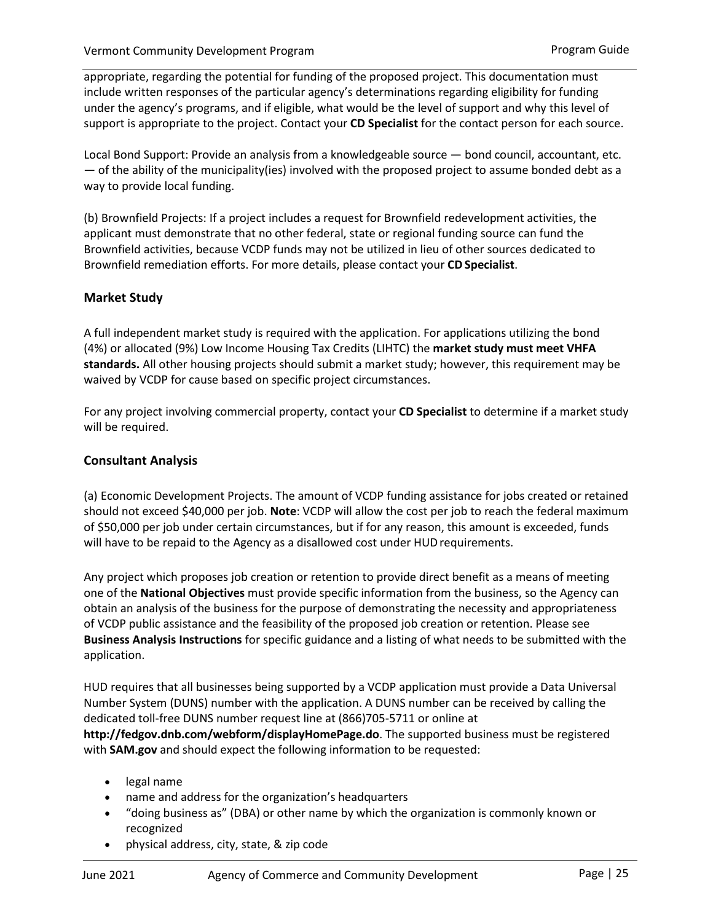appropriate, regarding the potential for funding of the proposed project. This documentation must include written responses of the particular agency's determinations regarding eligibility for funding under the agency's programs, and if eligible, what would be the level of support and why this level of support is appropriate to the project. Contact your **CD Specialist** for the contact person for each source.

Local Bond Support: Provide an analysis from a knowledgeable source — bond council, accountant, etc. — of the ability of the municipality(ies) involved with the proposed project to assume bonded debt as a way to provide local funding.

(b) Brownfield Projects: If a project includes a request for Brownfield redevelopment activities, the applicant must demonstrate that no other federal, state or regional funding source can fund the Brownfield activities, because VCDP funds may not be utilized in lieu of other sources dedicated to Brownfield remediation efforts. For more details, please contact your **CD Specialist**.

### Market Study

A full independent market study is required with the application. For applications utilizing the bond (4%) or allocated (9%) Low Income Housing Tax Credits (LIHTC) the **market study must meet VHFA standards.** All other housing projects should submit a market study; however, this requirement may be waived by VCDP for cause based on specific project circumstances.

For any project involving commercial property, contact your **CD Specialist** to determine if a market study will be required.

### Consultant Analysis

(a) Economic Development Projects. The amount of VCDP funding assistance for jobs created or retained should not exceed $40,000 per job. **Note**: VCDP will allow the cost per job to reach the federal maximum of $50,000 per job under certain circumstances, but if for any reason, this amount is exceeded, funds will have to be repaid to the Agency as a disallowed cost under HUD requirements.

Any project which proposes job creation or retention to provide direct benefit as a means of meeting one of the **National Objectives** must provide specific information from the business, so the Agency can obtain an analysis of the business for the purpose of demonstrating the necessity and appropriateness of VCDP public assistance and the feasibility of the proposed job creation or retention. Please see **Business Analysis Instructions** for specific guidance and a listing of what needs to be submitted with the application.

HUD requires that all businesses being supported by a VCDP application must provide a Data Universal Number System (DUNS) number with the application. A DUNS number can be received by calling the dedicated toll-free DUNS number request line at (866)705-5711 or online at **http://fedgov.dnb.com/webform/displayHomePage.do**. The supported business must be registered with **SAM.gov** and should expect the following information to be requested:

- legal name
- name and address for the organization's headquarters
- "doing business as" (DBA) or other name by which the organization is commonly known or recognized
- physical address, city, state, & zip code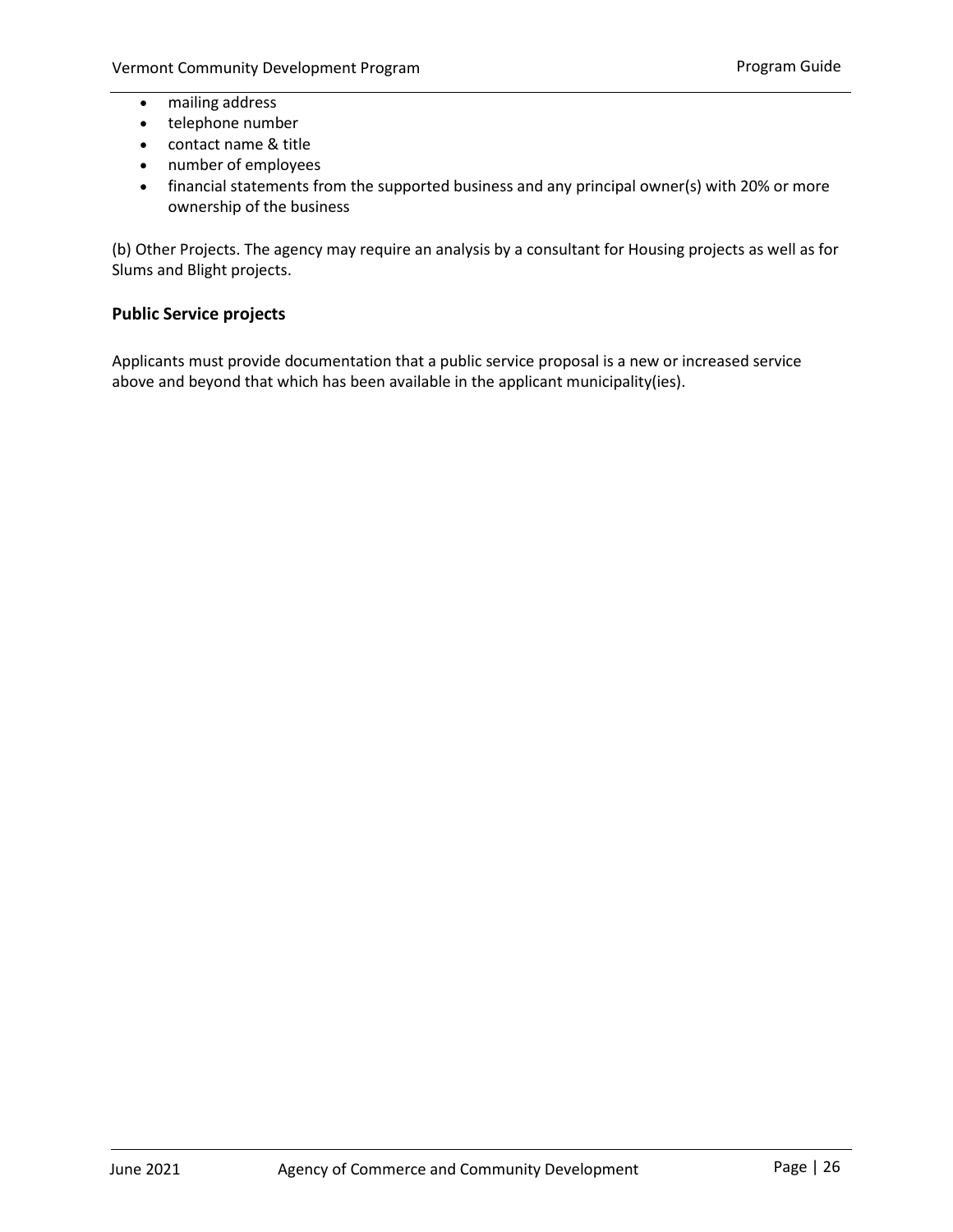- mailing address
- telephone number
- contact name & title
- number of employees
- financial statements from the supported business and any principal owner(s) with 20% or more ownership of the business

(b) Other Projects. The agency may require an analysis by a consultant for Housing projects as well as for Slums and Blight projects.

### Public Service projects

Applicants must provide documentation that a public service proposal is a new or increased service above and beyond that which has been available in the applicant municipality(ies).